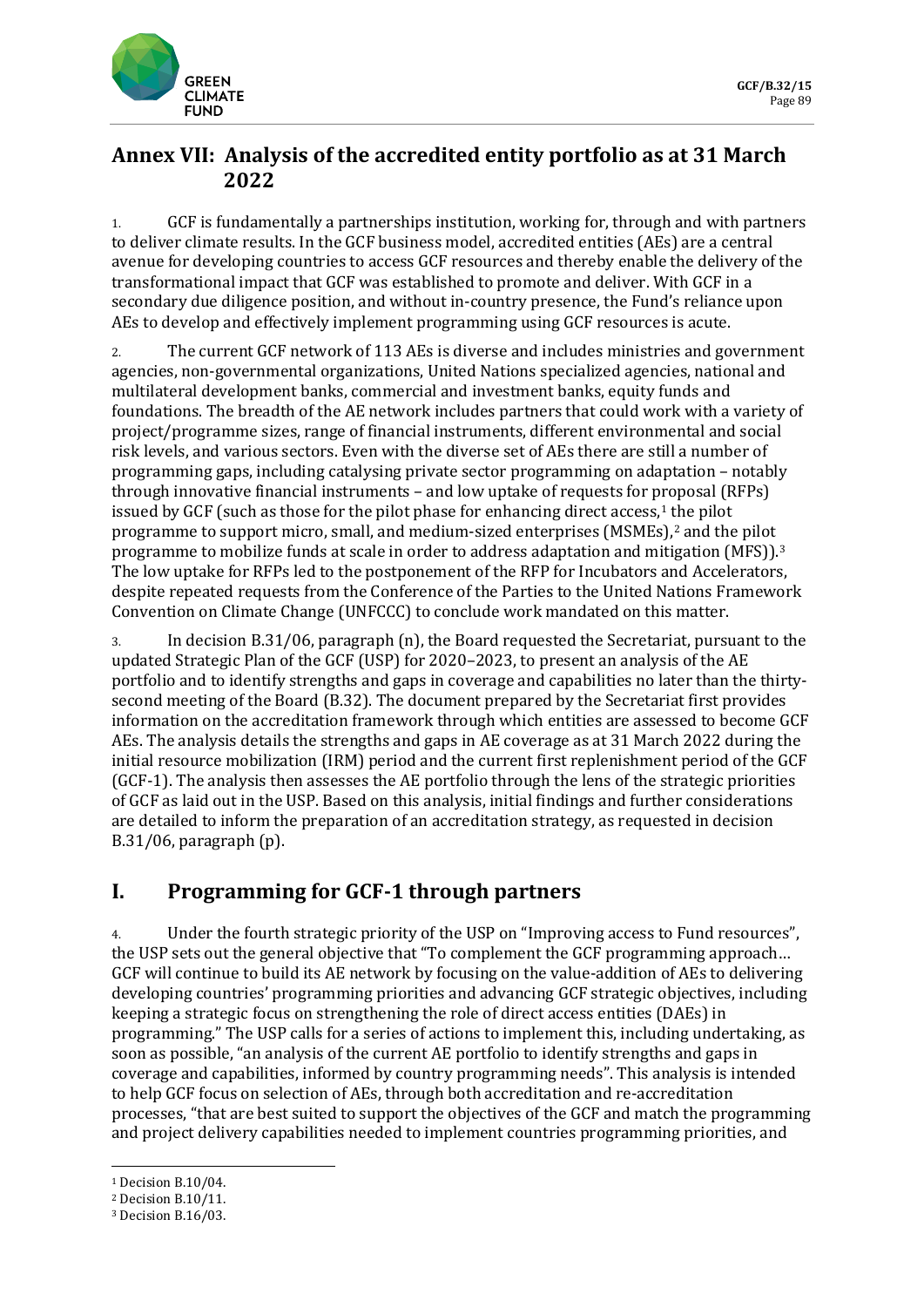# Annex VII: Analysis of the accredited entity portfolio as at 31 March 2022

1. GCF is fundamentally a partnerships institution, working for, through and with partners to deliver climate results. In the GCF business model, accredited entities (AEs) are a central avenue for developing countries to access GCF resources and thereby enable the delivery of the transformational impact that GCF was established to promote and deliver. With GCF in a secondary due diligence position, and without in-country presence, the Fund's reliance upon AEs to develop and effectively implement programming using GCF resources is acute.

2. The current GCF network of 113 AEs is diverse and includes ministries and government agencies, non-governmental organizations, United Nations specialized agencies, national and multilateral development banks, commercial and investment banks, equity funds and foundations. The breadth of the AE network includes partners that could work with a variety of project/programme sizes, range of financial instruments, different environmental and social risk levels, and various sectors. Even with the diverse set of AEs there are still a number of programming gaps, including catalysing private sector programming on adaptation – notably through innovative financial instruments – and low uptake of requests for proposal (RFPs) issued by GCF (such as those for the pilot phase for enhancing direct access,[1] the pilot programme to support micro, small, and medium-sized enterprises (MSMEs),[2] and the pilot programme to mobilize funds at scale in order to address adaptation and mitigation (MFS)).[3] The low uptake for RFPs led to the postponement of the RFP for Incubators and Accelerators, despite repeated requests from the Conference of the Parties to the United Nations Framework Convention on Climate Change (UNFCCC) to conclude work mandated on this matter.

3. In decision B.31/06, paragraph (n), the Board requested the Secretariat, pursuant to the updated Strategic Plan of the GCF (USP) for 2020–2023, to present an analysis of the AE portfolio and to identify strengths and gaps in coverage and capabilities no later than the thirty-second meeting of the Board (B.32). The document prepared by the Secretariat first provides information on the accreditation framework through which entities are assessed to become GCF AEs. The analysis details the strengths and gaps in AE coverage as at 31 March 2022 during the initial resource mobilization (IRM) period and the current first replenishment period of the GCF (GCF-1). The analysis then assesses the AE portfolio through the lens of the strategic priorities of GCF as laid out in the USP. Based on this analysis, initial findings and further considerations are detailed to inform the preparation of an accreditation strategy, as requested in decision B.31/06, paragraph (p).

## I. Programming for GCF-1 through partners

4. Under the fourth strategic priority of the USP on "Improving access to Fund resources", the USP sets out the general objective that "To complement the GCF programming approach… GCF will continue to build its AE network by focusing on the value-addition of AEs to delivering developing countries' programming priorities and advancing GCF strategic objectives, including keeping a strategic focus on strengthening the role of direct access entities (DAEs) in programming." The USP calls for a series of actions to implement this, including undertaking, as soon as possible, "an analysis of the current AE portfolio to identify strengths and gaps in coverage and capabilities, informed by country programming needs". This analysis is intended to help GCF focus on selection of AEs, through both accreditation and re-accreditation processes, "that are best suited to support the objectives of the GCF and match the programming and project delivery capabilities needed to implement countries programming priorities, and

[1] Decision B.10/04.

[2] Decision B.10/11.

[3] Decision B.16/03.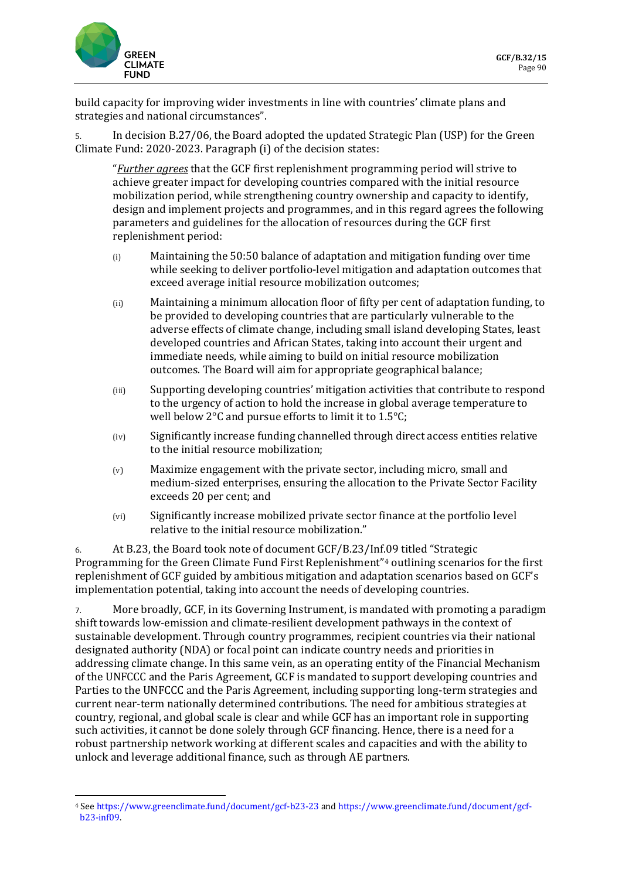build capacity for improving wider investments in line with countries' climate plans and strategies and national circumstances".

5. In decision B.27/06, the Board adopted the updated Strategic Plan (USP) for the Green Climate Fund: 2020-2023. Paragraph (i) of the decision states:

> "*Further agrees* that the GCF first replenishment programming period will strive to achieve greater impact for developing countries compared with the initial resource mobilization period, while strengthening country ownership and capacity to identify, design and implement projects and programmes, and in this regard agrees the following parameters and guidelines for the allocation of resources during the GCF first replenishment period:
>
> (i) Maintaining the 50:50 balance of adaptation and mitigation funding over time while seeking to deliver portfolio-level mitigation and adaptation outcomes that exceed average initial resource mobilization outcomes;
>
> (ii) Maintaining a minimum allocation floor of fifty per cent of adaptation funding, to be provided to developing countries that are particularly vulnerable to the adverse effects of climate change, including small island developing States, least developed countries and African States, taking into account their urgent and immediate needs, while aiming to build on initial resource mobilization outcomes. The Board will aim for appropriate geographical balance;
>
> (iii) Supporting developing countries' mitigation activities that contribute to respond to the urgency of action to hold the increase in global average temperature to well below 2°C and pursue efforts to limit it to 1.5°C;
>
> (iv) Significantly increase funding channelled through direct access entities relative to the initial resource mobilization;
>
> (v) Maximize engagement with the private sector, including micro, small and medium-sized enterprises, ensuring the allocation to the Private Sector Facility exceeds 20 per cent; and
>
> (vi) Significantly increase mobilized private sector finance at the portfolio level relative to the initial resource mobilization."

6. At B.23, the Board took note of document GCF/B.23/Inf.09 titled "Strategic Programming for the Green Climate Fund First Replenishment"[4] outlining scenarios for the first replenishment of GCF guided by ambitious mitigation and adaptation scenarios based on GCF's implementation potential, taking into account the needs of developing countries.

7. More broadly, GCF, in its Governing Instrument, is mandated with promoting a paradigm shift towards low-emission and climate-resilient development pathways in the context of sustainable development. Through country programmes, recipient countries via their national designated authority (NDA) or focal point can indicate country needs and priorities in addressing climate change. In this same vein, as an operating entity of the Financial Mechanism of the UNFCCC and the Paris Agreement, GCF is mandated to support developing countries and Parties to the UNFCCC and the Paris Agreement, including supporting long-term strategies and current near-term nationally determined contributions. The need for ambitious strategies at country, regional, and global scale is clear and while GCF has an important role in supporting such activities, it cannot be done solely through GCF financing. Hence, there is a need for a robust partnership network working at different scales and capacities and with the ability to unlock and leverage additional finance, such as through AE partners.

---

[4] See https://www.greenclimate.fund/document/gcf-b23-23 and https://www.greenclimate.fund/document/gcf-b23-inf09.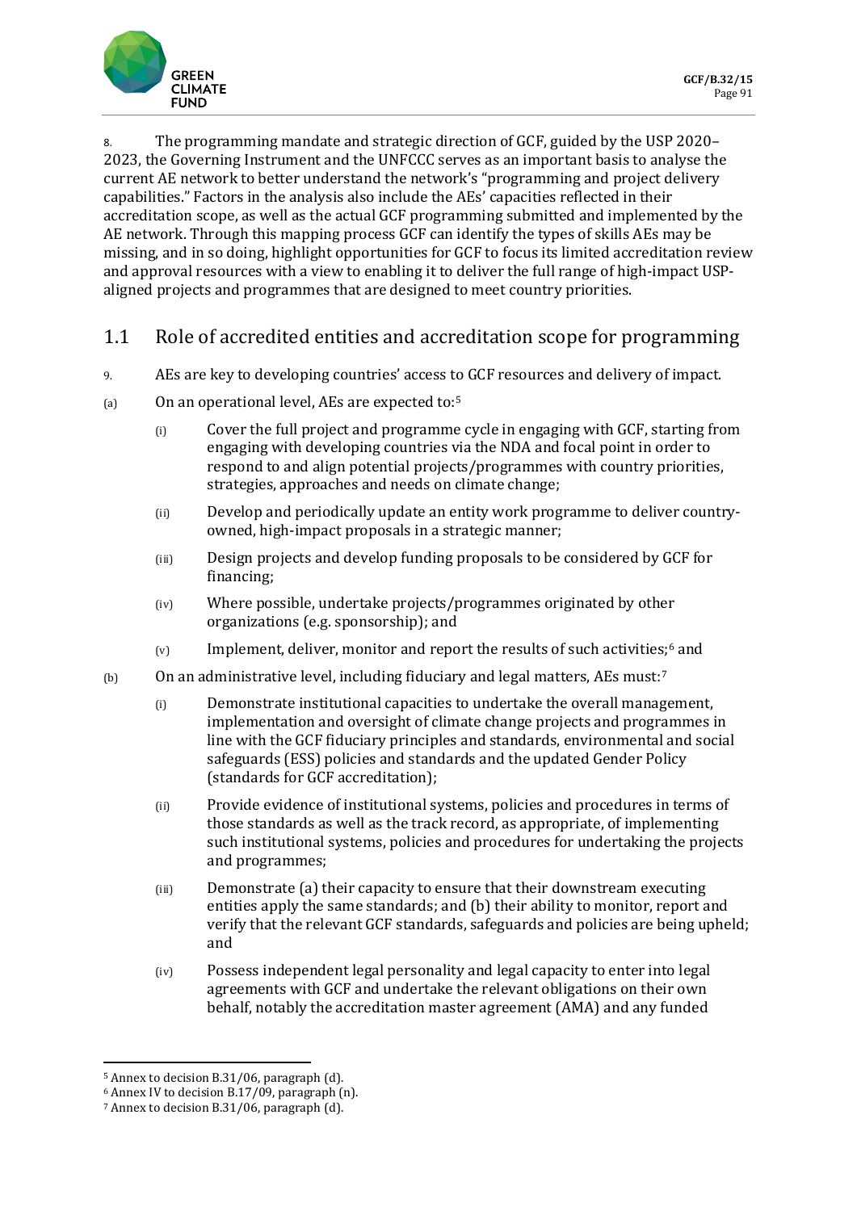8. The programming mandate and strategic direction of GCF, guided by the USP 2020–2023, the Governing Instrument and the UNFCCC serves as an important basis to analyse the current AE network to better understand the network's "programming and project delivery capabilities." Factors in the analysis also include the AEs' capacities reflected in their accreditation scope, as well as the actual GCF programming submitted and implemented by the AE network. Through this mapping process GCF can identify the types of skills AEs may be missing, and in so doing, highlight opportunities for GCF to focus its limited accreditation review and approval resources with a view to enabling it to deliver the full range of high-impact USP-aligned projects and programmes that are designed to meet country priorities.

## 1.1 Role of accredited entities and accreditation scope for programming

9. AEs are key to developing countries' access to GCF resources and delivery of impact.

(a) On an operational level, AEs are expected to:[5]

  (i) Cover the full project and programme cycle in engaging with GCF, starting from engaging with developing countries via the NDA and focal point in order to respond to and align potential projects/programmes with country priorities, strategies, approaches and needs on climate change;

  (ii) Develop and periodically update an entity work programme to deliver country-owned, high-impact proposals in a strategic manner;

  (iii) Design projects and develop funding proposals to be considered by GCF for financing;

  (iv) Where possible, undertake projects/programmes originated by other organizations (e.g. sponsorship); and

  (v) Implement, deliver, monitor and report the results of such activities;[6] and

(b) On an administrative level, including fiduciary and legal matters, AEs must:[7]

  (i) Demonstrate institutional capacities to undertake the overall management, implementation and oversight of climate change projects and programmes in line with the GCF fiduciary principles and standards, environmental and social safeguards (ESS) policies and standards and the updated Gender Policy (standards for GCF accreditation);

  (ii) Provide evidence of institutional systems, policies and procedures in terms of those standards as well as the track record, as appropriate, of implementing such institutional systems, policies and procedures for undertaking the projects and programmes;

  (iii) Demonstrate (a) their capacity to ensure that their downstream executing entities apply the same standards; and (b) their ability to monitor, report and verify that the relevant GCF standards, safeguards and policies are being upheld; and

  (iv) Possess independent legal personality and legal capacity to enter into legal agreements with GCF and undertake the relevant obligations on their own behalf, notably the accreditation master agreement (AMA) and any funded

---

[5] Annex to decision B.31/06, paragraph (d).

[6] Annex IV to decision B.17/09, paragraph (n).

[7] Annex to decision B.31/06, paragraph (d).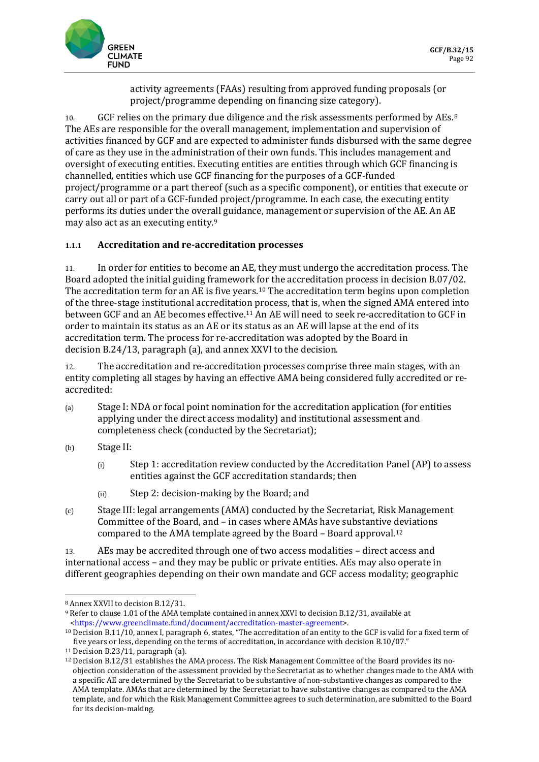activity agreements (FAAs) resulting from approved funding proposals (or project/programme depending on financing size category).

10. GCF relies on the primary due diligence and the risk assessments performed by AEs.[8] The AEs are responsible for the overall management, implementation and supervision of activities financed by GCF and are expected to administer funds disbursed with the same degree of care as they use in the administration of their own funds. This includes management and oversight of executing entities. Executing entities are entities through which GCF financing is channelled, entities which use GCF financing for the purposes of a GCF-funded project/programme or a part thereof (such as a specific component), or entities that execute or carry out all or part of a GCF-funded project/programme. In each case, the executing entity performs its duties under the overall guidance, management or supervision of the AE. An AE may also act as an executing entity.[9]

### 1.1.1 Accreditation and re-accreditation processes

11. In order for entities to become an AE, they must undergo the accreditation process. The Board adopted the initial guiding framework for the accreditation process in decision B.07/02. The accreditation term for an AE is five years.[10] The accreditation term begins upon completion of the three-stage institutional accreditation process, that is, when the signed AMA entered into between GCF and an AE becomes effective.[11] An AE will need to seek re-accreditation to GCF in order to maintain its status as an AE or its status as an AE will lapse at the end of its accreditation term. The process for re-accreditation was adopted by the Board in decision B.24/13, paragraph (a), and annex XXVI to the decision.

12. The accreditation and re-accreditation processes comprise three main stages, with an entity completing all stages by having an effective AMA being considered fully accredited or re-accredited:

(a) Stage I: NDA or focal point nomination for the accreditation application (for entities applying under the direct access modality) and institutional assessment and completeness check (conducted by the Secretariat);

(b) Stage II:

   (i) Step 1: accreditation review conducted by the Accreditation Panel (AP) to assess entities against the GCF accreditation standards; then

   (ii) Step 2: decision-making by the Board; and

(c) Stage III: legal arrangements (AMA) conducted by the Secretariat, Risk Management Committee of the Board, and – in cases where AMAs have substantive deviations compared to the AMA template agreed by the Board – Board approval.[12]

13. AEs may be accredited through one of two access modalities – direct access and international access – and they may be public or private entities. AEs may also operate in different geographies depending on their own mandate and GCF access modality; geographic

---

[8] Annex XXVII to decision B.12/31.

[9] Refer to clause 1.01 of the AMA template contained in annex XXVI to decision B.12/31, available at <https://www.greenclimate.fund/document/accreditation-master-agreement>.

[10] Decision B.11/10, annex I, paragraph 6, states, "The accreditation of an entity to the GCF is valid for a fixed term of five years or less, depending on the terms of accreditation, in accordance with decision B.10/07."

[11] Decision B.23/11, paragraph (a).

[12] Decision B.12/31 establishes the AMA process. The Risk Management Committee of the Board provides its no-objection consideration of the assessment provided by the Secretariat as to whether changes made to the AMA with a specific AE are determined by the Secretariat to be substantive of non-substantive changes as compared to the AMA template. AMAs that are determined by the Secretariat to have substantive changes as compared to the AMA template, and for which the Risk Management Committee agrees to such determination, are submitted to the Board for its decision-making.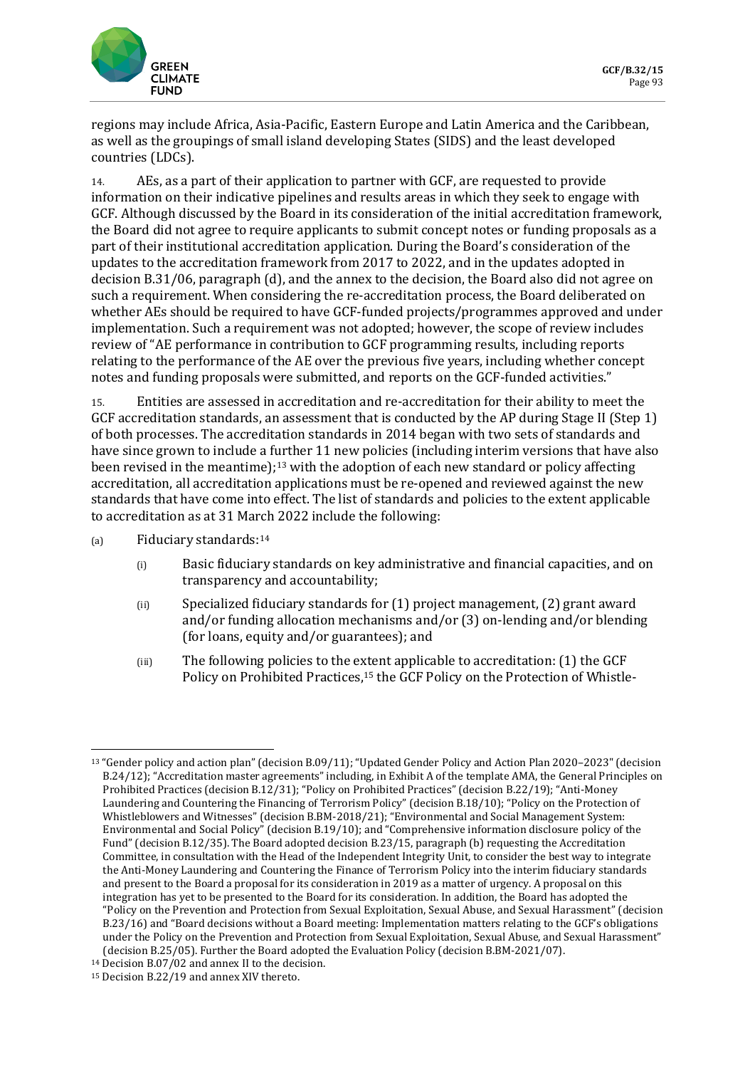regions may include Africa, Asia-Pacific, Eastern Europe and Latin America and the Caribbean, as well as the groupings of small island developing States (SIDS) and the least developed countries (LDCs).

14. AEs, as a part of their application to partner with GCF, are requested to provide information on their indicative pipelines and results areas in which they seek to engage with GCF. Although discussed by the Board in its consideration of the initial accreditation framework, the Board did not agree to require applicants to submit concept notes or funding proposals as a part of their institutional accreditation application. During the Board's consideration of the updates to the accreditation framework from 2017 to 2022, and in the updates adopted in decision B.31/06, paragraph (d), and the annex to the decision, the Board also did not agree on such a requirement. When considering the re-accreditation process, the Board deliberated on whether AEs should be required to have GCF-funded projects/programmes approved and under implementation. Such a requirement was not adopted; however, the scope of review includes review of "AE performance in contribution to GCF programming results, including reports relating to the performance of the AE over the previous five years, including whether concept notes and funding proposals were submitted, and reports on the GCF-funded activities."

15. Entities are assessed in accreditation and re-accreditation for their ability to meet the GCF accreditation standards, an assessment that is conducted by the AP during Stage II (Step 1) of both processes. The accreditation standards in 2014 began with two sets of standards and have since grown to include a further 11 new policies (including interim versions that have also been revised in the meantime);[13] with the adoption of each new standard or policy affecting accreditation, all accreditation applications must be re-opened and reviewed against the new standards that have come into effect. The list of standards and policies to the extent applicable to accreditation as at 31 March 2022 include the following:

(a) Fiduciary standards:[14]

   (i) Basic fiduciary standards on key administrative and financial capacities, and on transparency and accountability;

   (ii) Specialized fiduciary standards for (1) project management, (2) grant award and/or funding allocation mechanisms and/or (3) on-lending and/or blending (for loans, equity and/or guarantees); and

   (iii) The following policies to the extent applicable to accreditation: (1) the GCF Policy on Prohibited Practices,[15] the GCF Policy on the Protection of Whistle-

---

[13] "Gender policy and action plan" (decision B.09/11); "Updated Gender Policy and Action Plan 2020–2023" (decision B.24/12); "Accreditation master agreements" including, in Exhibit A of the template AMA, the General Principles on Prohibited Practices (decision B.12/31); "Policy on Prohibited Practices" (decision B.22/19); "Anti-Money Laundering and Countering the Financing of Terrorism Policy" (decision B.18/10); "Policy on the Protection of Whistleblowers and Witnesses" (decision B.BM-2018/21); "Environmental and Social Management System: Environmental and Social Policy" (decision B.19/10); and "Comprehensive information disclosure policy of the Fund" (decision B.12/35). The Board adopted decision B.23/15, paragraph (b) requesting the Accreditation Committee, in consultation with the Head of the Independent Integrity Unit, to consider the best way to integrate the Anti-Money Laundering and Countering the Finance of Terrorism Policy into the interim fiduciary standards and present to the Board a proposal for its consideration in 2019 as a matter of urgency. A proposal on this integration has yet to be presented to the Board for its consideration. In addition, the Board has adopted the "Policy on the Prevention and Protection from Sexual Exploitation, Sexual Abuse, and Sexual Harassment" (decision B.23/16) and "Board decisions without a Board meeting: Implementation matters relating to the GCF's obligations under the Policy on the Prevention and Protection from Sexual Exploitation, Sexual Abuse, and Sexual Harassment" (decision B.25/05). Further the Board adopted the Evaluation Policy (decision B.BM-2021/07).

[14] Decision B.07/02 and annex II to the decision.

[15] Decision B.22/19 and annex XIV thereto.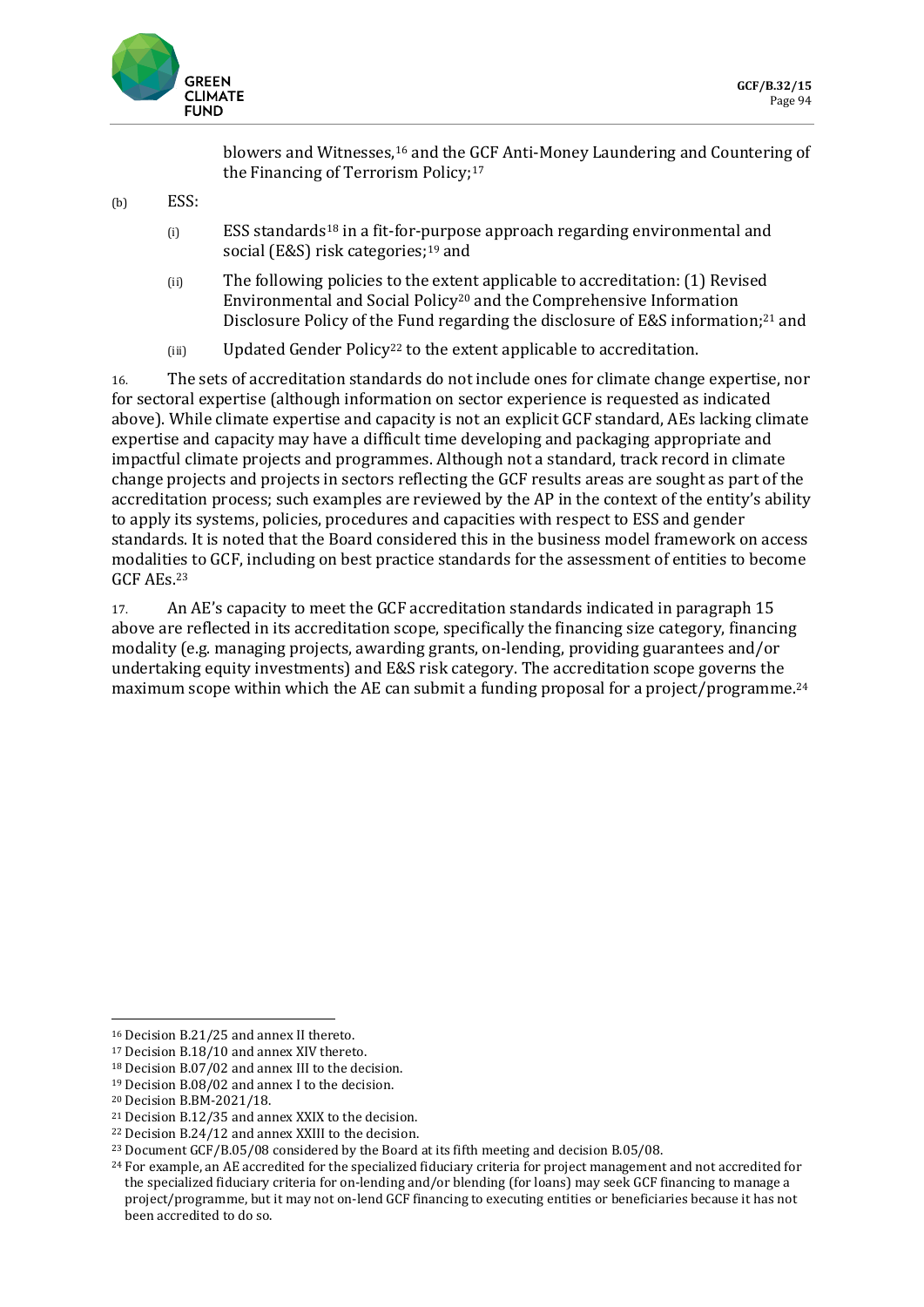blowers and Witnesses,[16] and the GCF Anti-Money Laundering and Countering of the Financing of Terrorism Policy;[17]

(b) ESS:

(i) ESS standards[18] in a fit-for-purpose approach regarding environmental and social (E&S) risk categories;[19] and

(ii) The following policies to the extent applicable to accreditation: (1) Revised Environmental and Social Policy[20] and the Comprehensive Information Disclosure Policy of the Fund regarding the disclosure of E&S information;[21] and

(iii) Updated Gender Policy[22] to the extent applicable to accreditation.

16. The sets of accreditation standards do not include ones for climate change expertise, nor for sectoral expertise (although information on sector experience is requested as indicated above). While climate expertise and capacity is not an explicit GCF standard, AEs lacking climate expertise and capacity may have a difficult time developing and packaging appropriate and impactful climate projects and programmes. Although not a standard, track record in climate change projects and projects in sectors reflecting the GCF results areas are sought as part of the accreditation process; such examples are reviewed by the AP in the context of the entity's ability to apply its systems, policies, procedures and capacities with respect to ESS and gender standards. It is noted that the Board considered this in the business model framework on access modalities to GCF, including on best practice standards for the assessment of entities to become GCF AEs.[23]

17. An AE's capacity to meet the GCF accreditation standards indicated in paragraph 15 above are reflected in its accreditation scope, specifically the financing size category, financing modality (e.g. managing projects, awarding grants, on-lending, providing guarantees and/or undertaking equity investments) and E&S risk category. The accreditation scope governs the maximum scope within which the AE can submit a funding proposal for a project/programme.[24]

---

[16] Decision B.21/25 and annex II thereto.

[17] Decision B.18/10 and annex XIV thereto.

[18] Decision B.07/02 and annex III to the decision.

[19] Decision B.08/02 and annex I to the decision.

[20] Decision B.BM-2021/18.

[21] Decision B.12/35 and annex XXIX to the decision.

[22] Decision B.24/12 and annex XXIII to the decision.

[23] Document GCF/B.05/08 considered by the Board at its fifth meeting and decision B.05/08.

[24] For example, an AE accredited for the specialized fiduciary criteria for project management and not accredited for the specialized fiduciary criteria for on-lending and/or blending (for loans) may seek GCF financing to manage a project/programme, but it may not on-lend GCF financing to executing entities or beneficiaries because it has not been accredited to do so.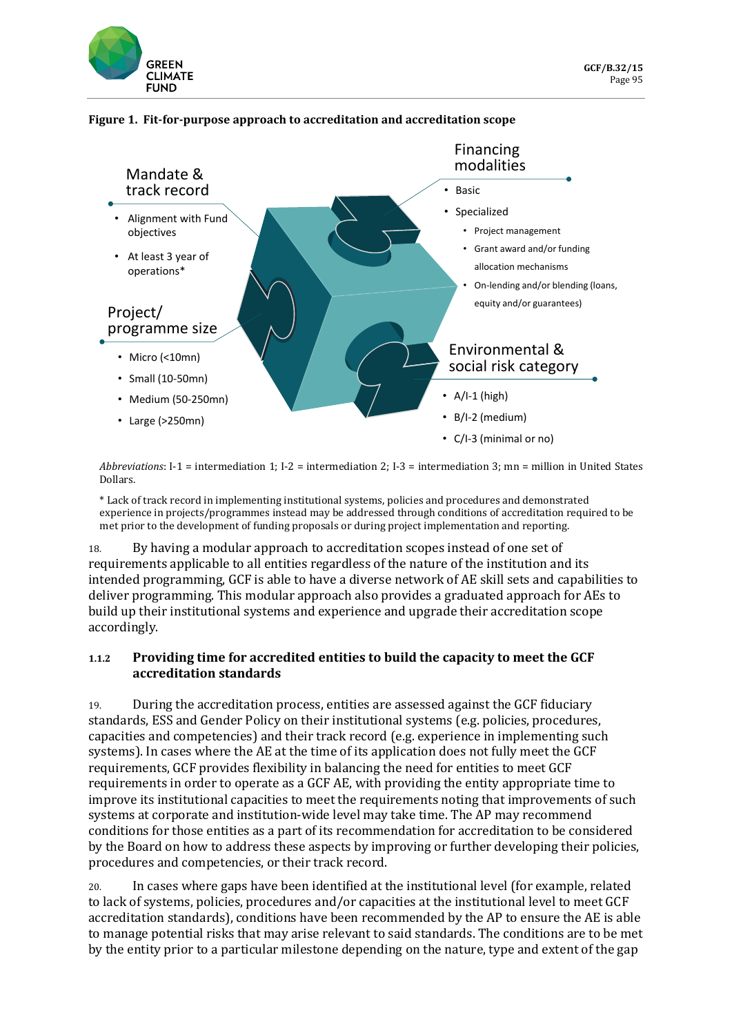**Figure 1. Fit-for-purpose approach to accreditation and accreditation scope**

**Mandate & track record**

- Alignment with Fund objectives
- At least 3 year of operations*

**Project/ programme size**

- Micro (<10mn)
- Small (10-50mn)
- Medium (50-250mn)
- Large (>250mn)

**Financing modalities**

- Basic
- Specialized
  - Project management
  - Grant award and/or funding allocation mechanisms
  - On-lending and/or blending (loans, equity and/or guarantees)

**Environmental & social risk category**

- A/I-1 (high)
- B/I-2 (medium)
- C/I-3 (minimal or no)

*Abbreviations*: I-1 = intermediation 1; I-2 = intermediation 2; I-3 = intermediation 3; mn = million in United States Dollars.

\* Lack of track record in implementing institutional systems, policies and procedures and demonstrated experience in projects/programmes instead may be addressed through conditions of accreditation required to be met prior to the development of funding proposals or during project implementation and reporting.

18. By having a modular approach to accreditation scopes instead of one set of requirements applicable to all entities regardless of the nature of the institution and its intended programming, GCF is able to have a diverse network of AE skill sets and capabilities to deliver programming. This modular approach also provides a graduated approach for AEs to build up their institutional systems and experience and upgrade their accreditation scope accordingly.

### 1.1.2 Providing time for accredited entities to build the capacity to meet the GCF accreditation standards

19. During the accreditation process, entities are assessed against the GCF fiduciary standards, ESS and Gender Policy on their institutional systems (e.g. policies, procedures, capacities and competencies) and their track record (e.g. experience in implementing such systems). In cases where the AE at the time of its application does not fully meet the GCF requirements, GCF provides flexibility in balancing the need for entities to meet GCF requirements in order to operate as a GCF AE, with providing the entity appropriate time to improve its institutional capacities to meet the requirements noting that improvements of such systems at corporate and institution-wide level may take time. The AP may recommend conditions for those entities as a part of its recommendation for accreditation to be considered by the Board on how to address these aspects by improving or further developing their policies, procedures and competencies, or their track record.

20. In cases where gaps have been identified at the institutional level (for example, related to lack of systems, policies, procedures and/or capacities at the institutional level to meet GCF accreditation standards), conditions have been recommended by the AP to ensure the AE is able to manage potential risks that may arise relevant to said standards. The conditions are to be met by the entity prior to a particular milestone depending on the nature, type and extent of the gap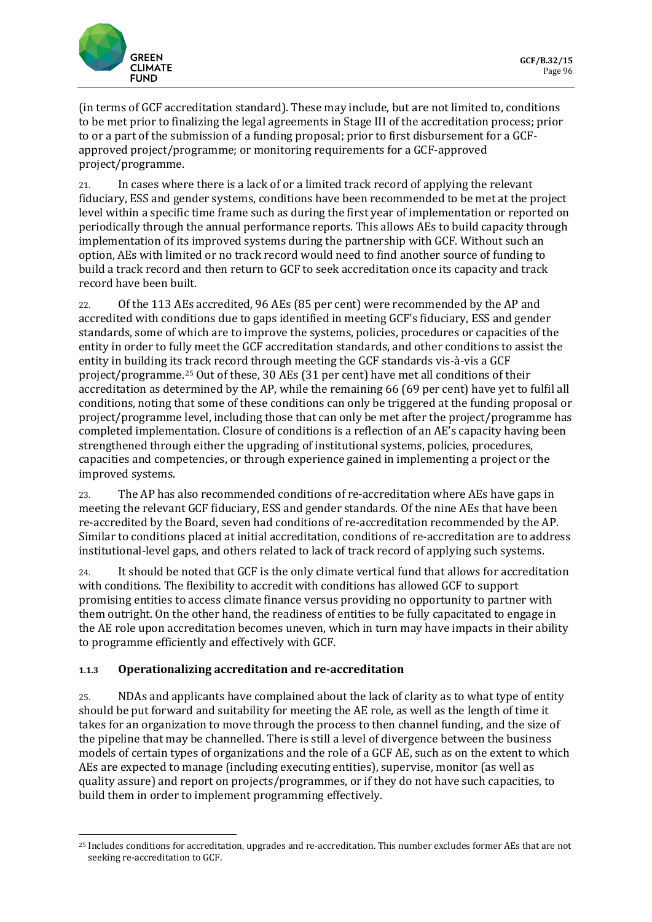(in terms of GCF accreditation standard). These may include, but are not limited to, conditions to be met prior to finalizing the legal agreements in Stage III of the accreditation process; prior to or a part of the submission of a funding proposal; prior to first disbursement for a GCF-approved project/programme; or monitoring requirements for a GCF-approved project/programme.

21. In cases where there is a lack of or a limited track record of applying the relevant fiduciary, ESS and gender systems, conditions have been recommended to be met at the project level within a specific time frame such as during the first year of implementation or reported on periodically through the annual performance reports. This allows AEs to build capacity through implementation of its improved systems during the partnership with GCF. Without such an option, AEs with limited or no track record would need to find another source of funding to build a track record and then return to GCF to seek accreditation once its capacity and track record have been built.

22. Of the 113 AEs accredited, 96 AEs (85 per cent) were recommended by the AP and accredited with conditions due to gaps identified in meeting GCF's fiduciary, ESS and gender standards, some of which are to improve the systems, policies, procedures or capacities of the entity in order to fully meet the GCF accreditation standards, and other conditions to assist the entity in building its track record through meeting the GCF standards vis-à-vis a GCF project/programme.[25] Out of these, 30 AEs (31 per cent) have met all conditions of their accreditation as determined by the AP, while the remaining 66 (69 per cent) have yet to fulfil all conditions, noting that some of these conditions can only be triggered at the funding proposal or project/programme level, including those that can only be met after the project/programme has completed implementation. Closure of conditions is a reflection of an AE's capacity having been strengthened through either the upgrading of institutional systems, policies, procedures, capacities and competencies, or through experience gained in implementing a project or the improved systems.

23. The AP has also recommended conditions of re-accreditation where AEs have gaps in meeting the relevant GCF fiduciary, ESS and gender standards. Of the nine AEs that have been re-accredited by the Board, seven had conditions of re-accreditation recommended by the AP. Similar to conditions placed at initial accreditation, conditions of re-accreditation are to address institutional-level gaps, and others related to lack of track record of applying such systems.

24. It should be noted that GCF is the only climate vertical fund that allows for accreditation with conditions. The flexibility to accredit with conditions has allowed GCF to support promising entities to access climate finance versus providing no opportunity to partner with them outright. On the other hand, the readiness of entities to be fully capacitated to engage in the AE role upon accreditation becomes uneven, which in turn may have impacts in their ability to programme efficiently and effectively with GCF.

### 1.1.3 Operationalizing accreditation and re-accreditation

25. NDAs and applicants have complained about the lack of clarity as to what type of entity should be put forward and suitability for meeting the AE role, as well as the length of time it takes for an organization to move through the process to then channel funding, and the size of the pipeline that may be channelled. There is still a level of divergence between the business models of certain types of organizations and the role of a GCF AE, such as on the extent to which AEs are expected to manage (including executing entities), supervise, monitor (as well as quality assure) and report on projects/programmes, or if they do not have such capacities, to build them in order to implement programming effectively.

[25] Includes conditions for accreditation, upgrades and re-accreditation. This number excludes former AEs that are not seeking re-accreditation to GCF.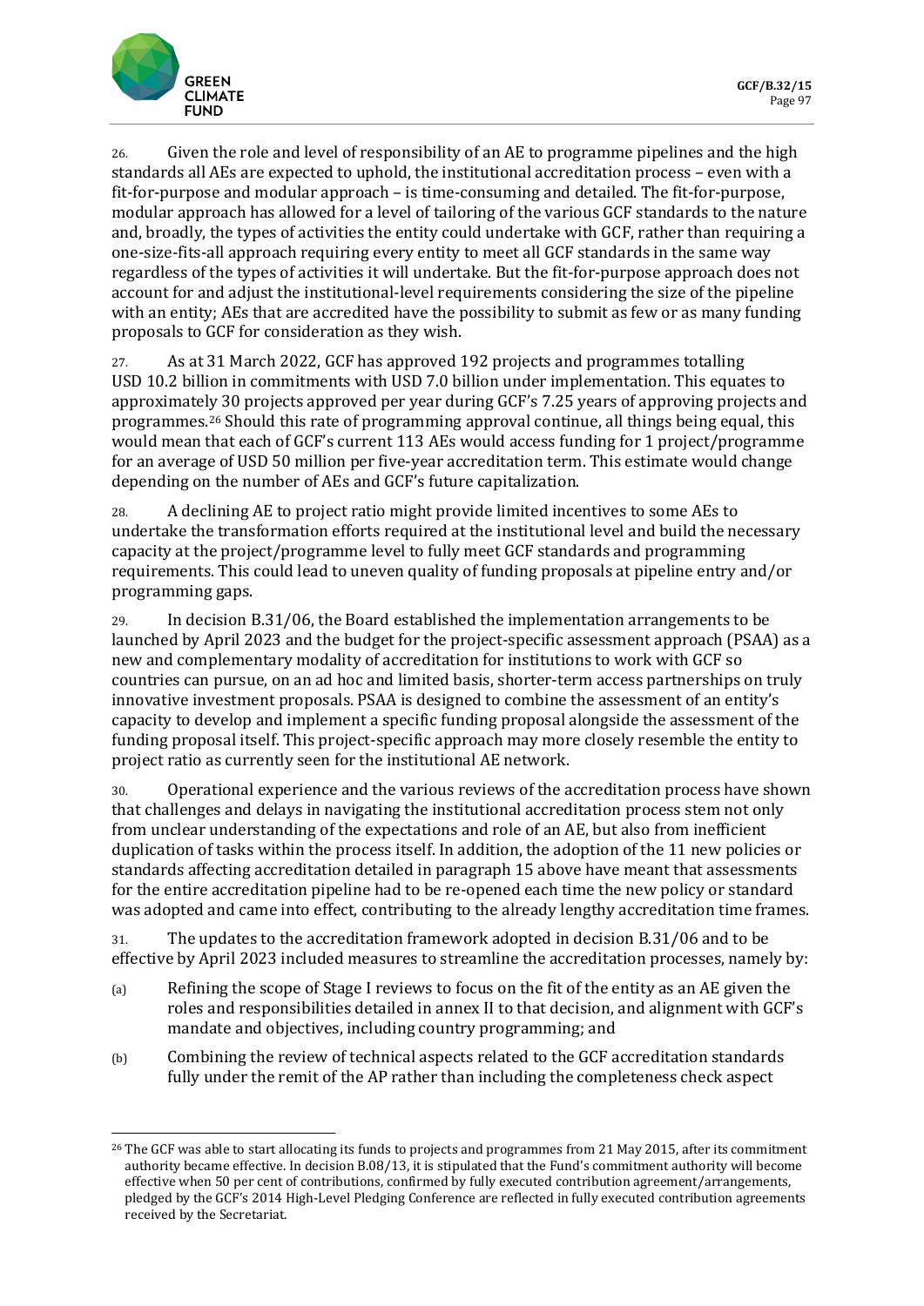26. Given the role and level of responsibility of an AE to programme pipelines and the high standards all AEs are expected to uphold, the institutional accreditation process – even with a fit-for-purpose and modular approach – is time-consuming and detailed. The fit-for-purpose, modular approach has allowed for a level of tailoring of the various GCF standards to the nature and, broadly, the types of activities the entity could undertake with GCF, rather than requiring a one-size-fits-all approach requiring every entity to meet all GCF standards in the same way regardless of the types of activities it will undertake. But the fit-for-purpose approach does not account for and adjust the institutional-level requirements considering the size of the pipeline with an entity; AEs that are accredited have the possibility to submit as few or as many funding proposals to GCF for consideration as they wish.

27. As at 31 March 2022, GCF has approved 192 projects and programmes totalling USD 10.2 billion in commitments with USD 7.0 billion under implementation. This equates to approximately 30 projects approved per year during GCF's 7.25 years of approving projects and programmes.[26] Should this rate of programming approval continue, all things being equal, this would mean that each of GCF's current 113 AEs would access funding for 1 project/programme for an average of USD 50 million per five-year accreditation term. This estimate would change depending on the number of AEs and GCF's future capitalization.

28. A declining AE to project ratio might provide limited incentives to some AEs to undertake the transformation efforts required at the institutional level and build the necessary capacity at the project/programme level to fully meet GCF standards and programming requirements. This could lead to uneven quality of funding proposals at pipeline entry and/or programming gaps.

29. In decision B.31/06, the Board established the implementation arrangements to be launched by April 2023 and the budget for the project-specific assessment approach (PSAA) as a new and complementary modality of accreditation for institutions to work with GCF so countries can pursue, on an ad hoc and limited basis, shorter-term access partnerships on truly innovative investment proposals. PSAA is designed to combine the assessment of an entity's capacity to develop and implement a specific funding proposal alongside the assessment of the funding proposal itself. This project-specific approach may more closely resemble the entity to project ratio as currently seen for the institutional AE network.

30. Operational experience and the various reviews of the accreditation process have shown that challenges and delays in navigating the institutional accreditation process stem not only from unclear understanding of the expectations and role of an AE, but also from inefficient duplication of tasks within the process itself. In addition, the adoption of the 11 new policies or standards affecting accreditation detailed in paragraph 15 above have meant that assessments for the entire accreditation pipeline had to be re-opened each time the new policy or standard was adopted and came into effect, contributing to the already lengthy accreditation time frames.

31. The updates to the accreditation framework adopted in decision B.31/06 and to be effective by April 2023 included measures to streamline the accreditation processes, namely by:

(a) Refining the scope of Stage I reviews to focus on the fit of the entity as an AE given the roles and responsibilities detailed in annex II to that decision, and alignment with GCF's mandate and objectives, including country programming; and

(b) Combining the review of technical aspects related to the GCF accreditation standards fully under the remit of the AP rather than including the completeness check aspect

---

[26] The GCF was able to start allocating its funds to projects and programmes from 21 May 2015, after its commitment authority became effective. In decision B.08/13, it is stipulated that the Fund's commitment authority will become effective when 50 per cent of contributions, confirmed by fully executed contribution agreement/arrangements, pledged by the GCF's 2014 High-Level Pledging Conference are reflected in fully executed contribution agreements received by the Secretariat.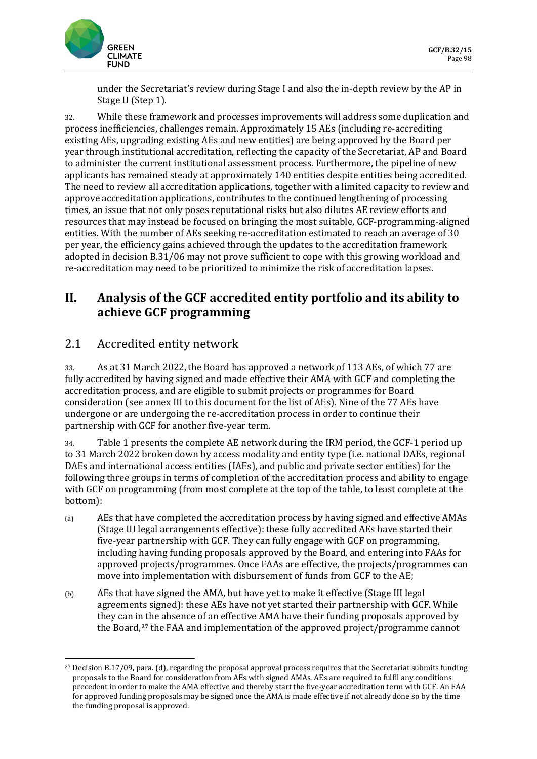under the Secretariat's review during Stage I and also the in-depth review by the AP in Stage II (Step 1).

32. While these framework and processes improvements will address some duplication and process inefficiencies, challenges remain. Approximately 15 AEs (including re-accrediting existing AEs, upgrading existing AEs and new entities) are being approved by the Board per year through institutional accreditation, reflecting the capacity of the Secretariat, AP and Board to administer the current institutional assessment process. Furthermore, the pipeline of new applicants has remained steady at approximately 140 entities despite entities being accredited. The need to review all accreditation applications, together with a limited capacity to review and approve accreditation applications, contributes to the continued lengthening of processing times, an issue that not only poses reputational risks but also dilutes AE review efforts and resources that may instead be focused on bringing the most suitable, GCF-programming-aligned entities. With the number of AEs seeking re-accreditation estimated to reach an average of 30 per year, the efficiency gains achieved through the updates to the accreditation framework adopted in decision B.31/06 may not prove sufficient to cope with this growing workload and re-accreditation may need to be prioritized to minimize the risk of accreditation lapses.

# II. Analysis of the GCF accredited entity portfolio and its ability to achieve GCF programming

## 2.1 Accredited entity network

33. As at 31 March 2022, the Board has approved a network of 113 AEs, of which 77 are fully accredited by having signed and made effective their AMA with GCF and completing the accreditation process, and are eligible to submit projects or programmes for Board consideration (see annex III to this document for the list of AEs). Nine of the 77 AEs have undergone or are undergoing the re-accreditation process in order to continue their partnership with GCF for another five-year term.

34. Table 1 presents the complete AE network during the IRM period, the GCF-1 period up to 31 March 2022 broken down by access modality and entity type (i.e. national DAEs, regional DAEs and international access entities (IAEs), and public and private sector entities) for the following three groups in terms of completion of the accreditation process and ability to engage with GCF on programming (from most complete at the top of the table, to least complete at the bottom):

(a) AEs that have completed the accreditation process by having signed and effective AMAs (Stage III legal arrangements effective): these fully accredited AEs have started their five-year partnership with GCF. They can fully engage with GCF on programming, including having funding proposals approved by the Board, and entering into FAAs for approved projects/programmes. Once FAAs are effective, the projects/programmes can move into implementation with disbursement of funds from GCF to the AE;

(b) AEs that have signed the AMA, but have yet to make it effective (Stage III legal agreements signed): these AEs have not yet started their partnership with GCF. While they can in the absence of an effective AMA have their funding proposals approved by the Board,[27] the FAA and implementation of the approved project/programme cannot

[27] Decision B.17/09, para. (d), regarding the proposal approval process requires that the Secretariat submits funding proposals to the Board for consideration from AEs with signed AMAs. AEs are required to fulfil any conditions precedent in order to make the AMA effective and thereby start the five-year accreditation term with GCF. An FAA for approved funding proposals may be signed once the AMA is made effective if not already done so by the time the funding proposal is approved.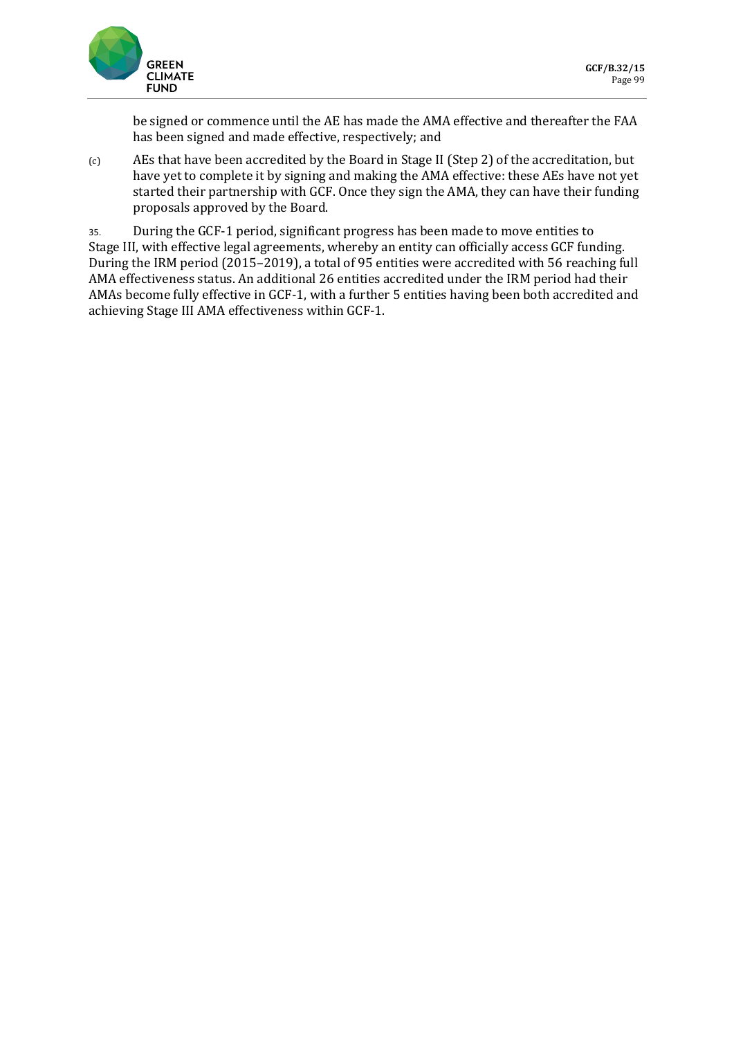be signed or commence until the AE has made the AMA effective and thereafter the FAA has been signed and made effective, respectively; and

(c) AEs that have been accredited by the Board in Stage II (Step 2) of the accreditation, but have yet to complete it by signing and making the AMA effective: these AEs have not yet started their partnership with GCF. Once they sign the AMA, they can have their funding proposals approved by the Board.

35. During the GCF-1 period, significant progress has been made to move entities to Stage III, with effective legal agreements, whereby an entity can officially access GCF funding. During the IRM period (2015–2019), a total of 95 entities were accredited with 56 reaching full AMA effectiveness status. An additional 26 entities accredited under the IRM period had their AMAs become fully effective in GCF-1, with a further 5 entities having been both accredited and achieving Stage III AMA effectiveness within GCF-1.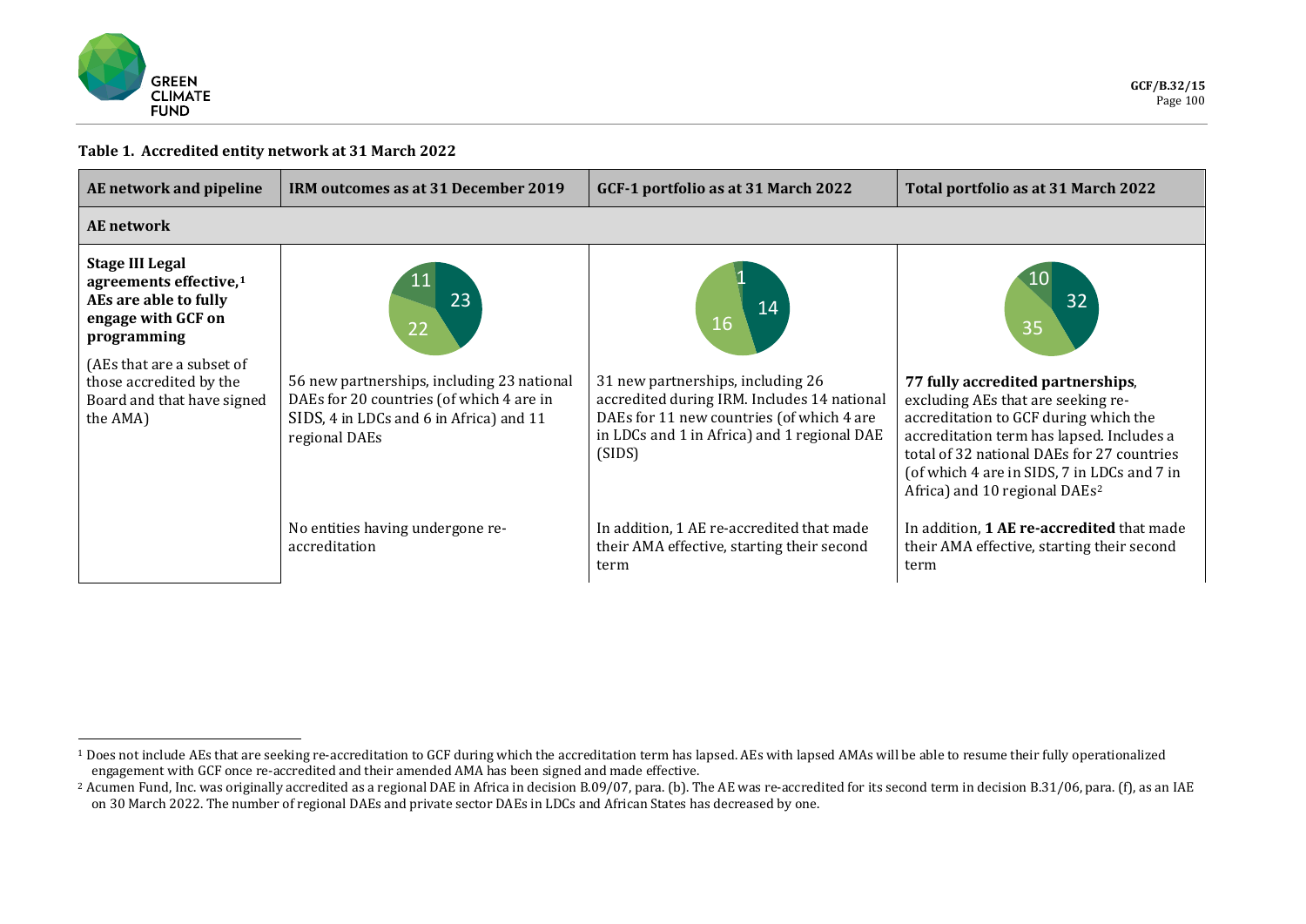**Table 1. Accredited entity network at 31 March 2022**

| AE network and pipeline | IRM outcomes as at 31 December 2019 | GCF-1 portfolio as at 31 March 2022 | Total portfolio as at 31 March 2022 |
|---|---|---|---|
| **AE network** | | | |
| **Stage III Legal agreements effective,[1] AEs are able to fully engage with GCF on programming** (AEs that are a subset of those accredited by the Board and that have signed the AMA) | 11 / 23 / 22<br>56 new partnerships, including 23 national DAEs for 20 countries (of which 4 are in SIDS, 4 in LDCs and 6 in Africa) and 11 regional DAEs | 1 / 14 / 16<br>31 new partnerships, including 26 accredited during IRM. Includes 14 national DAEs for 11 new countries (of which 4 are in LDCs and 1 in Africa) and 1 regional DAE (SIDS) | 10 / 32 / 35<br>**77 fully accredited partnerships**, excluding AEs that are seeking re-accreditation to GCF during which the accreditation term has lapsed. Includes a total of 32 national DAEs for 27 countries (of which 4 are in SIDS, 7 in LDCs and 7 in Africa) and 10 regional DAEs[2] |
| | No entities having undergone re-accreditation | In addition, 1 AE re-accredited that made their AMA effective, starting their second term | In addition, **1 AE re-accredited** that made their AMA effective, starting their second term |

[1] Does not include AEs that are seeking re-accreditation to GCF during which the accreditation term has lapsed. AEs with lapsed AMAs will be able to resume their fully operationalized engagement with GCF once re-accredited and their amended AMA has been signed and made effective.

[2] Acumen Fund, Inc. was originally accredited as a regional DAE in Africa in decision B.09/07, para. (b). The AE was re-accredited for its second term in decision B.31/06, para. (f), as an IAE on 30 March 2022. The number of regional DAEs and private sector DAEs in LDCs and African States has decreased by one.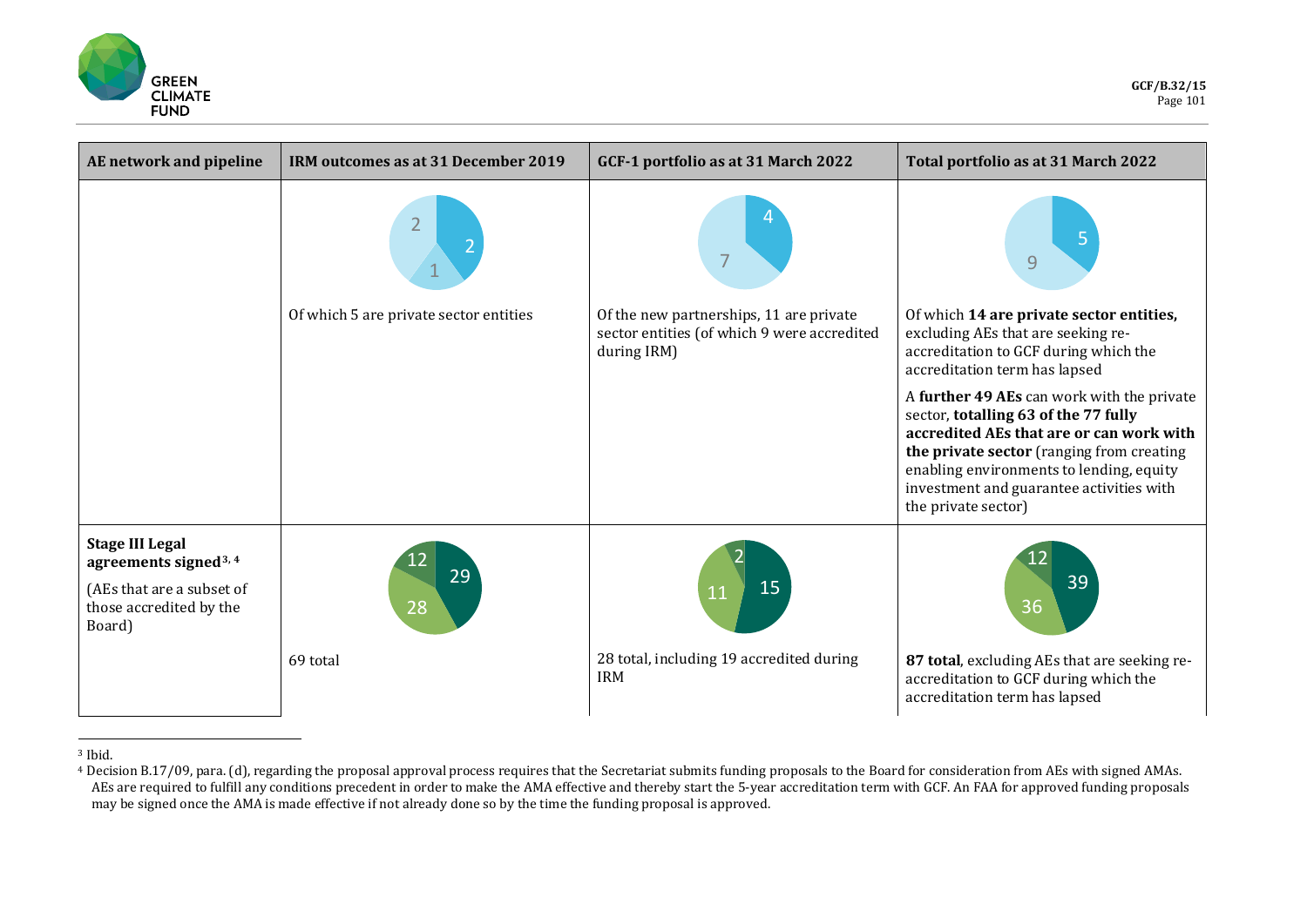| AE network and pipeline | IRM outcomes as at 31 December 2019 | GCF-1 portfolio as at 31 March 2022 | Total portfolio as at 31 March 2022 |
|---|---|---|---|
| | 2 / 2 / 1 | 4 / 7 | 5 / 9 |
| | Of which 5 are private sector entities | Of the new partnerships, 11 are private sector entities (of which 9 were accredited during IRM) | Of which **14 are private sector entities,** excluding AEs that are seeking re-accreditation to GCF during which the accreditation term has lapsed<br><br>A **further 49 AEs** can work with the private sector, **totalling 63 of the 77 fully accredited AEs that are or can work with the private sector** (ranging from creating enabling environments to lending, equity investment and guarantee activities with the private sector) |
| **Stage III Legal agreements signed**[3, 4]<br><br>(AEs that are a subset of those accredited by the Board) | 12 / 29 / 28 | 2 / 15 / 11 | 12 / 39 / 36 |
| | 69 total | 28 total, including 19 accredited during IRM | **87 total**, excluding AEs that are seeking re-accreditation to GCF during which the accreditation term has lapsed |

[3] Ibid.

[4] Decision B.17/09, para. (d), regarding the proposal approval process requires that the Secretariat submits funding proposals to the Board for consideration from AEs with signed AMAs. AEs are required to fulfill any conditions precedent in order to make the AMA effective and thereby start the 5-year accreditation term with GCF. An FAA for approved funding proposals may be signed once the AMA is made effective if not already done so by the time the funding proposal is approved.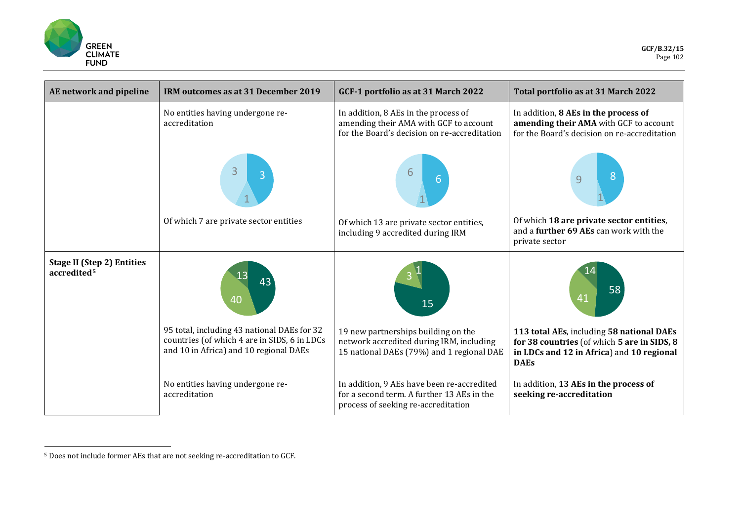| AE network and pipeline | IRM outcomes as at 31 December 2019 | GCF-1 portfolio as at 31 March 2022 | Total portfolio as at 31 March 2022 |
|---|---|---|---|
| | No entities having undergone re-accreditation | In addition, 8 AEs in the process of amending their AMA with GCF to account for the Board's decision on re-accreditation | In addition, **8 AEs in the process of amending their AMA** with GCF to account for the Board's decision on re-accreditation |
| | 3 / 3 / 1 | 6 / 6 / 1 | 9 / 8 / 1 |
| | Of which 7 are private sector entities | Of which 13 are private sector entities, including 9 accredited during IRM | Of which **18 are private sector entities**, and a **further 69 AEs** can work with the private sector |
| **Stage II (Step 2) Entities accredited**[5] | 13 / 43 / 40 | 3 / 1 / 15 | 14 / 58 / 41 |
| | 95 total, including 43 national DAEs for 32 countries (of which 4 are in SIDS, 6 in LDCs and 10 in Africa) and 10 regional DAEs | 19 new partnerships building on the network accredited during IRM, including 15 national DAEs (79%) and 1 regional DAE | **113 total AEs**, including **58 national DAEs for 38 countries** (of which **5 are in SIDS, 8 in LDCs and 12 in Africa**) and **10 regional DAEs** |
| | No entities having undergone re-accreditation | In addition, 9 AEs have been re-accredited for a second term. A further 13 AEs in the process of seeking re-accreditation | In addition, **13 AEs in the process of seeking re-accreditation** |

[5] Does not include former AEs that are not seeking re-accreditation to GCF.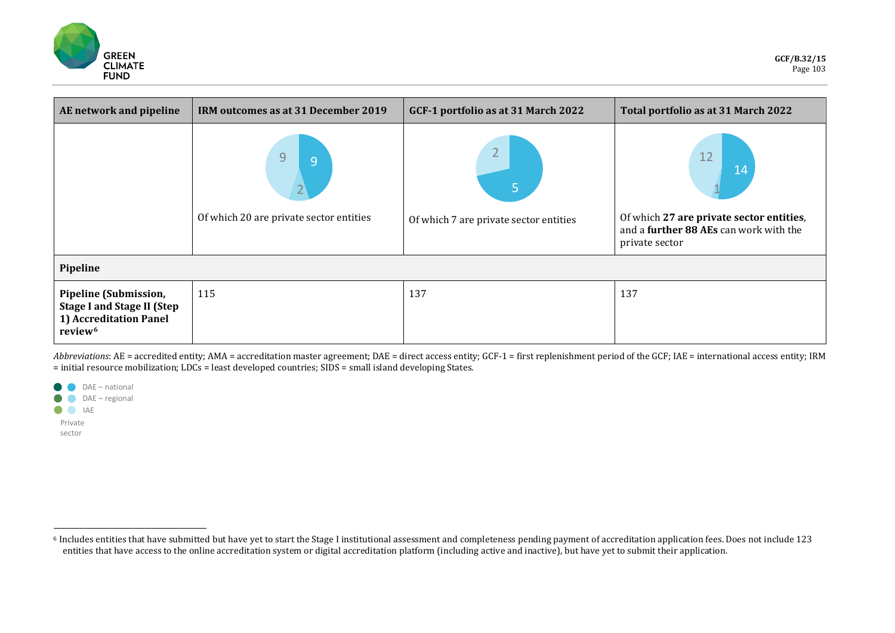| AE network and pipeline | IRM outcomes as at 31 December 2019 | GCF-1 portfolio as at 31 March 2022 | Total portfolio as at 31 March 2022 |
|---|---|---|---|
| | 9 9 2<br>Of which 20 are private sector entities | 2 5<br>Of which 7 are private sector entities | 12 14 1<br>Of which **27 are private sector entities**, and a **further 88 AEs** can work with the private sector |
| **Pipeline** | | | |
| **Pipeline (Submission, Stage I and Stage II (Step 1) Accreditation Panel review**[6] | 115 | 137 | 137 |

*Abbreviations*: AE = accredited entity; AMA = accreditation master agreement; DAE = direct access entity; GCF-1 = first replenishment period of the GCF; IAE = international access entity; IRM = initial resource mobilization; LDCs = least developed countries; SIDS = small island developing States.

DAE – national
DAE – regional
IAE
Private sector

[6] Includes entities that have submitted but have yet to start the Stage I institutional assessment and completeness pending payment of accreditation application fees. Does not include 123 entities that have access to the online accreditation system or digital accreditation platform (including active and inactive), but have yet to submit their application.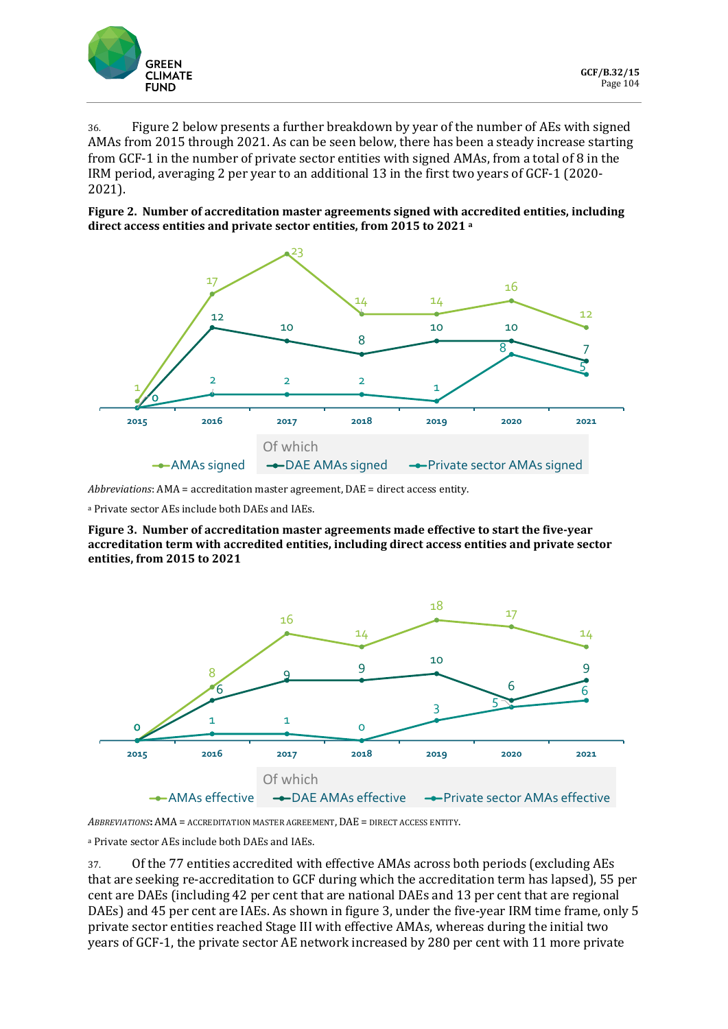36. Figure 2 below presents a further breakdown by year of the number of AEs with signed AMAs from 2015 through 2021. As can be seen below, there has been a steady increase starting from GCF-1 in the number of private sector entities with signed AMAs, from a total of 8 in the IRM period, averaging 2 per year to an additional 13 in the first two years of GCF-1 (2020-2021).

**Figure 2. Number of accreditation master agreements signed with accredited entities, including direct access entities and private sector entities, from 2015 to 2021** [a]

| | 2015 | 2016 | 2017 | 2018 | 2019 | 2020 | 2021 |
|---|---|---|---|---|---|---|---|
| AMAs signed | 1 | 17 | 23 | 14 | 14 | 16 | 12 |
| Of which: DAE AMAs signed | 0 | 12 | 10 | 8 | 10 | 10 | 7 |
| Of which: Private sector AMAs signed | 0 | 2 | 2 | 2 | 1 | 8 | 5 |

*Abbreviations*: AMA = accreditation master agreement, DAE = direct access entity.

[a] Private sector AEs include both DAEs and IAEs.

**Figure 3. Number of accreditation master agreements made effective to start the five-year accreditation term with accredited entities, including direct access entities and private sector entities, from 2015 to 2021**

| | 2015 | 2016 | 2017 | 2018 | 2019 | 2020 | 2021 |
|---|---|---|---|---|---|---|---|
| AMAs effective | 0 | 8 | 16 | 14 | 18 | 17 | 14 |
| Of which: DAE AMAs effective | 0 | 6 | 9 | 9 | 10 | 6 | 9 |
| Of which: Private sector AMAs effective | 0 | 1 | 1 | 0 | 3 | 5 | 6 |

*Abbreviations*: AMA = accreditation master agreement, DAE = direct access entity.

[a] Private sector AEs include both DAEs and IAEs.

37. Of the 77 entities accredited with effective AMAs across both periods (excluding AEs that are seeking re-accreditation to GCF during which the accreditation term has lapsed), 55 per cent are DAEs (including 42 per cent that are national DAEs and 13 per cent that are regional DAEs) and 45 per cent are IAEs. As shown in figure 3, under the five-year IRM time frame, only 5 private sector entities reached Stage III with effective AMAs, whereas during the initial two years of GCF-1, the private sector AE network increased by 280 per cent with 11 more private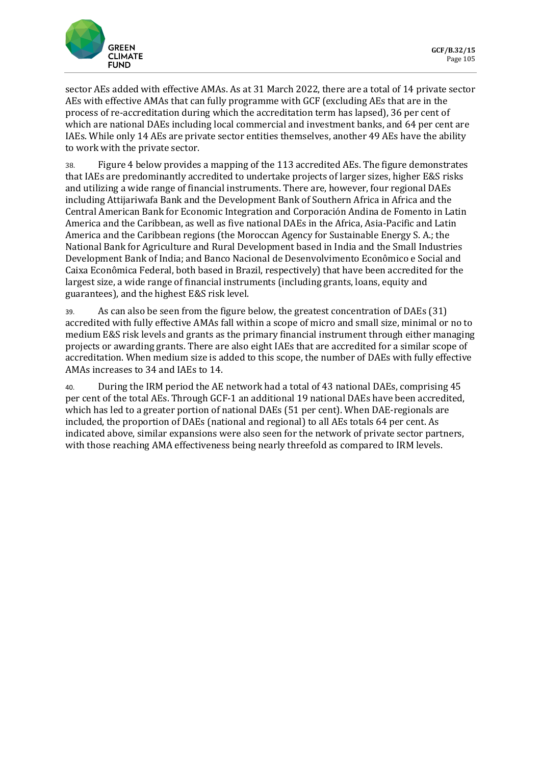sector AEs added with effective AMAs. As at 31 March 2022, there are a total of 14 private sector AEs with effective AMAs that can fully programme with GCF (excluding AEs that are in the process of re-accreditation during which the accreditation term has lapsed), 36 per cent of which are national DAEs including local commercial and investment banks, and 64 per cent are IAEs. While only 14 AEs are private sector entities themselves, another 49 AEs have the ability to work with the private sector.

38. Figure 4 below provides a mapping of the 113 accredited AEs. The figure demonstrates that IAEs are predominantly accredited to undertake projects of larger sizes, higher E&S risks and utilizing a wide range of financial instruments. There are, however, four regional DAEs including Attijariwafa Bank and the Development Bank of Southern Africa in Africa and the Central American Bank for Economic Integration and Corporación Andina de Fomento in Latin America and the Caribbean, as well as five national DAEs in the Africa, Asia-Pacific and Latin America and the Caribbean regions (the Moroccan Agency for Sustainable Energy S. A.; the National Bank for Agriculture and Rural Development based in India and the Small Industries Development Bank of India; and Banco Nacional de Desenvolvimento Econômico e Social and Caixa Econômica Federal, both based in Brazil, respectively) that have been accredited for the largest size, a wide range of financial instruments (including grants, loans, equity and guarantees), and the highest E&S risk level.

39. As can also be seen from the figure below, the greatest concentration of DAEs (31) accredited with fully effective AMAs fall within a scope of micro and small size, minimal or no to medium E&S risk levels and grants as the primary financial instrument through either managing projects or awarding grants. There are also eight IAEs that are accredited for a similar scope of accreditation. When medium size is added to this scope, the number of DAEs with fully effective AMAs increases to 34 and IAEs to 14.

40. During the IRM period the AE network had a total of 43 national DAEs, comprising 45 per cent of the total AEs. Through GCF-1 an additional 19 national DAEs have been accredited, which has led to a greater portion of national DAEs (51 per cent). When DAE-regionals are included, the proportion of DAEs (national and regional) to all AEs totals 64 per cent. As indicated above, similar expansions were also seen for the network of private sector partners, with those reaching AMA effectiveness being nearly threefold as compared to IRM levels.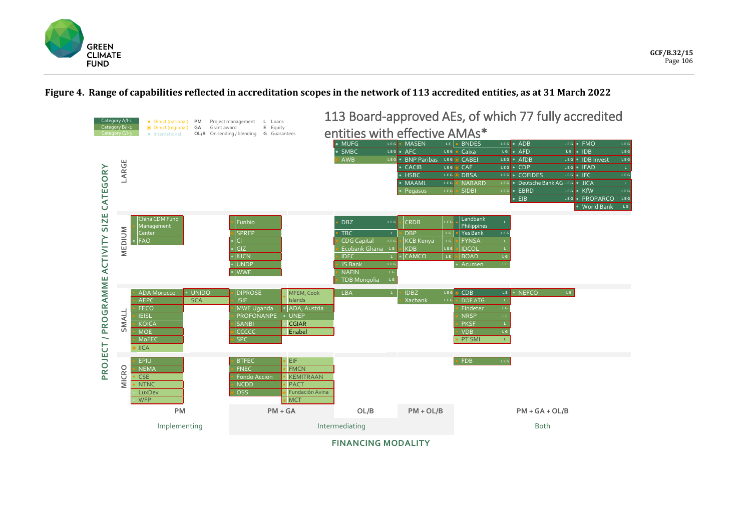**Figure 4. Range of capabilities reflected in accreditation scopes in the network of 113 accredited entities, as at 31 March 2022**

## 113 Board-approved AEs, of which 77 fully accredited entities with effective AMAs*

Legend:

- Category A/I-1; Category B/I-2; Category C/I-3
- Direct (national); Direct (regional); International
- PM: Project management; GA: Grant award; OL/B: On-lending / blending
- L: Loans; E: Equity; G: Guarantees

**PROJECT / PROGRAMME ACTIVITY SIZE CATEGORY** by **FINANCING MODALITY**

| Size | PM (Implementing) | PM + GA (Intermediating) | OL/B (Intermediating) | PM + OL/B (Intermediating) | PM + GA + OL/B (Both) |
|---|---|---|---|---|---|
| LARGE | | | MUFG (LEG), SMBC (LEG), AWB (LEG) | MASEN (LE), AFC (LEG), BNP Paribas (LEG), CACIB (LEG), HSBC (LEG), MAAML (LEG), Pegasus (LEG) | BNDES (LEG), Caixa (LG), CABEI (LEG), CAF (LEG), DBSA (LEG), NABARD (LEG), SIDBI (LEG), ADB (LEG), AFD (LG), AfDB (LEG), CDP (LEG), COFIDES (LEG), Deutsche Bank AG (LEG), EBRD (LEG), EIB (LEG), FMO (LEG), IDB (LEG), IDB Invest (LEG), IFAD (L), IFC (LEG), JICA (L), KfW (LEG), PROPARCO (LEG), World Bank (LG) |
| MEDIUM | China CDM Fund Management Center, FAO | Funbio, SPREP, CI, GIZ, IUCN, UNDP, WWF | DBZ (LEG), TBC (L), CDG Capital (LEG), Ecobank Ghana (LG), IDFC (L), JS Bank (LEG), NAFIN (LG), TDB Mongolia (LG) | CRDB (LEG), DBP (LG), KCB Kenya (LG), KDB (LEG), CAMCO (LE) | Landbank Philippines (L), Yes Bank (LEG), FYNSA (L), IDCOL (L), BOAD (LG), Acumen (LE) |
| SMALL | ADA Morocco, AEPC, FECO, IEISL, KOICA, MOE, MoFEC, IICA, UNIDO, SCA | DIPROSE, JSIF, MWE Uganda, PROFONANPE, SANBI, CCCCC, SPC, MFEM, Cook Islands, ADA, Austria, UNEP, CGIAR, Enabel | LBA (L) | IDBZ (LEG), Xacbank (LEG) | CDB (LE), DOE ATG (L), Findeter (LG), NRSP (LE), PKSF (L), VDB (LG), PT SMI (L), NEFCO (LE) |
| MICRO | EPIU, NEMA, CSE, NTNC, LuxDev, WFP | BTFEC, FNEC, Fondo Acción, NCDD, OSS, EIF, FMCN, KEMITRAAN, PACT, Fundación Avina, MCT | | | FDB (LEG) |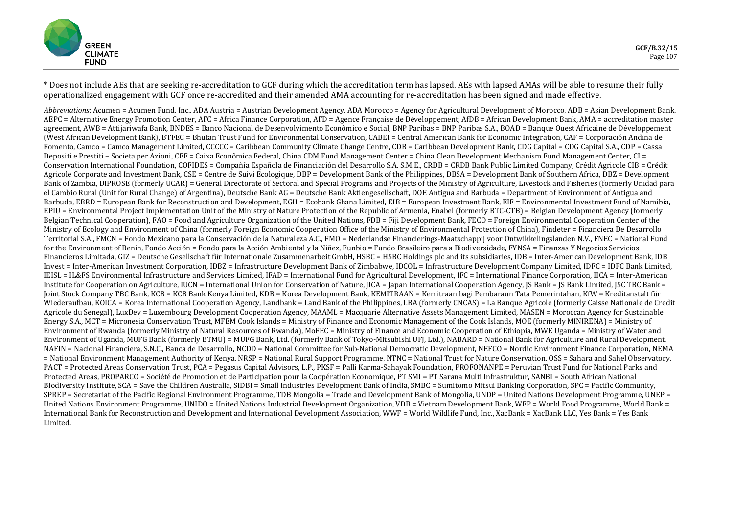* Does not include AEs that are seeking re-accreditation to GCF during which the accreditation term has lapsed. AEs with lapsed AMAs will be able to resume their fully operationalized engagement with GCF once re-accredited and their amended AMA accounting for re-accreditation has been signed and made effective.

*Abbreviations*: Acumen = Acumen Fund, Inc., ADA Austria = Austrian Development Agency, ADA Morocco = Agency for Agricultural Development of Morocco, ADB = Asian Development Bank, AEPC = Alternative Energy Promotion Center, AFC = Africa Finance Corporation, AFD = Agence Française de Développement, AfDB = African Development Bank, AMA = accreditation master agreement, AWB = Attijariwafa Bank, BNDES = Banco Nacional de Desenvolvimento Econômico e Social, BNP Paribas = BNP Paribas S.A., BOAD = Banque Ouest Africaine de Développement (West African Development Bank), BTFEC = Bhutan Trust Fund for Environmental Conservation, CABEI = Central American Bank for Economic Integration, CAF = Corporación Andina de Fomento, Camco = Camco Management Limited, CCCCC = Caribbean Community Climate Change Centre, CDB = Caribbean Development Bank, CDG Capital = CDG Capital S.A., CDP = Cassa Depositi e Prestiti – Societa per Azioni, CEF = Caixa Econômica Federal, China CDM Fund Management Center = China Clean Development Mechanism Fund Management Center, CI = Conservation International Foundation, COFIDES = Compañía Española de Financiación del Desarrollo S.A. S.M.E., CRDB = CRDB Bank Public Limited Company, Crédit Agricole CIB = Crédit Agricole Corporate and Investment Bank, CSE = Centre de Suivi Ecologique, DBP = Development Bank of the Philippines, DBSA = Development Bank of Southern Africa, DBZ = Development Bank of Zambia, DIPROSE (formerly UCAR) = General Directorate of Sectoral and Special Programs and Projects of the Ministry of Agriculture, Livestock and Fisheries (formerly Unidad para el Cambio Rural (Unit for Rural Change) of Argentina), Deutsche Bank AG = Deutsche Bank Aktiengesellschaft, DOE Antigua and Barbuda = Department of Environment of Antigua and Barbuda, EBRD = European Bank for Reconstruction and Development, EGH = Ecobank Ghana Limited, EIB = European Investment Bank, EIF = Environmental Investment Fund of Namibia, EPIU = Environmental Project Implementation Unit of the Ministry of Nature Protection of the Republic of Armenia, Enabel (formerly BTC-CTB) = Belgian Development Agency (formerly Belgian Technical Cooperation), FAO = Food and Agriculture Organization of the United Nations, FDB = Fiji Development Bank, FECO = Foreign Environmental Cooperation Center of the Ministry of Ecology and Environment of China (formerly Foreign Economic Cooperation Office of the Ministry of Environmental Protection of China), Findeter = Financiera De Desarrollo Territorial S.A., FMCN = Fondo Mexicano para la Conservación de la Naturaleza A.C., FMO = Nederlandse Financierings-Maatschappij voor Ontwikkelingslanden N.V., FNEC = National Fund for the Environment of Benin, Fondo Acción = Fondo para la Acción Ambiental y la Niñez, Funbio = Fundo Brasileiro para a Biodiversidade, FYNSA = Finanzas Y Negocios Servicios Financieros Limitada, GIZ = Deutsche Gesellschaft für Internationale Zusammenarbeit GmbH, HSBC = HSBC Holdings plc and its subsidiaries, IDB = Inter-American Development Bank, IDB Invest = Inter-American Investment Corporation, IDBZ = Infrastructure Development Bank of Zimbabwe, IDCOL = Infrastructure Development Company Limited, IDFC = IDFC Bank Limited, IEISL = IL&FS Environmental Infrastructure and Services Limited, IFAD = International Fund for Agricultural Development, IFC = International Finance Corporation, IICA = Inter-American Institute for Cooperation on Agriculture, IUCN = International Union for Conservation of Nature, JICA = Japan International Cooperation Agency, JS Bank = JS Bank Limited, JSC TBC Bank = Joint Stock Company TBC Bank, KCB = KCB Bank Kenya Limited, KDB = Korea Development Bank, KEMITRAAN = Kemitraan bagi Pembaraun Tata Pemerintahan, KfW = Kreditanstalt für Wiederaufbau, KOICA = Korea International Cooperation Agency, Landbank = Land Bank of the Philippines, LBA (formerly CNCAS) = La Banque Agricole (formerly Caisse Nationale de Credit Agricole du Senegal), LuxDev = Luxembourg Development Cooperation Agency, MAAML = Macquarie Alternative Assets Management Limited, MASEN = Moroccan Agency for Sustainable Energy S.A., MCT = Micronesia Conservation Trust, MFEM Cook Islands = Ministry of Finance and Economic Management of the Cook Islands, MOE (formerly MINIRENA) = Ministry of Environment of Rwanda (formerly Ministry of Natural Resources of Rwanda), MoFEC = Ministry of Finance and Economic Cooperation of Ethiopia, MWE Uganda = Ministry of Water and Environment of Uganda, MUFG Bank (formerly BTMU) = MUFG Bank, Ltd. (formerly Bank of Tokyo-Mitsubishi UFJ, Ltd.), NABARD = National Bank for Agriculture and Rural Development, NAFIN = Nacional Financiera, S.N.C., Banca de Desarrollo, NCDD = National Committee for Sub-National Democratic Development, NEFCO = Nordic Environment Finance Corporation, NEMA = National Environment Management Authority of Kenya, NRSP = National Rural Support Programme, NTNC = National Trust for Nature Conservation, OSS = Sahara and Sahel Observatory, PACT = Protected Areas Conservation Trust, PCA = Pegasus Capital Advisors, L.P., PKSF = Palli Karma-Sahayak Foundation, PROFONANPE = Peruvian Trust Fund for National Parks and Protected Areas, PROPARCO = Société de Promotion et de Participation pour la Coopération Economique, PT SMI = PT Sarana Multi Infrastruktur, SANBI = South African National Biodiversity Institute, SCA = Save the Children Australia, SIDBI = Small Industries Development Bank of India, SMBC = Sumitomo Mitsui Banking Corporation, SPC = Pacific Community, SPREP = Secretariat of the Pacific Regional Environment Programme, TDB Mongolia = Trade and Development Bank of Mongolia, UNDP = United Nations Development Programme, UNEP = United Nations Environment Programme, UNIDO = United Nations Industrial Development Organization, VDB = Vietnam Development Bank, WFP = World Food Programme, World Bank = International Bank for Reconstruction and Development and International Development Association, WWF = World Wildlife Fund, Inc., XacBank = XacBank LLC, Yes Bank = Yes Bank Limited.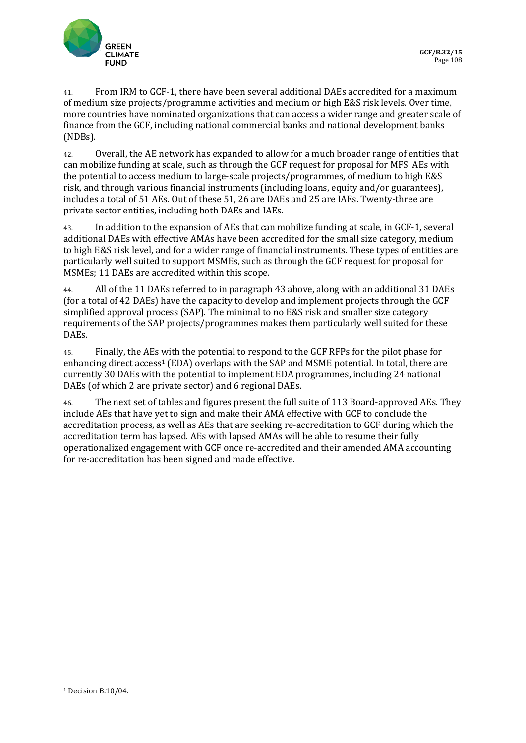41. From IRM to GCF-1, there have been several additional DAEs accredited for a maximum of medium size projects/programme activities and medium or high E&S risk levels. Over time, more countries have nominated organizations that can access a wider range and greater scale of finance from the GCF, including national commercial banks and national development banks (NDBs).

42. Overall, the AE network has expanded to allow for a much broader range of entities that can mobilize funding at scale, such as through the GCF request for proposal for MFS. AEs with the potential to access medium to large-scale projects/programmes, of medium to high E&S risk, and through various financial instruments (including loans, equity and/or guarantees), includes a total of 51 AEs. Out of these 51, 26 are DAEs and 25 are IAEs. Twenty-three are private sector entities, including both DAEs and IAEs.

43. In addition to the expansion of AEs that can mobilize funding at scale, in GCF-1, several additional DAEs with effective AMAs have been accredited for the small size category, medium to high E&S risk level, and for a wider range of financial instruments. These types of entities are particularly well suited to support MSMEs, such as through the GCF request for proposal for MSMEs; 11 DAEs are accredited within this scope.

44. All of the 11 DAEs referred to in paragraph 43 above, along with an additional 31 DAEs (for a total of 42 DAEs) have the capacity to develop and implement projects through the GCF simplified approval process (SAP). The minimal to no E&S risk and smaller size category requirements of the SAP projects/programmes makes them particularly well suited for these DAEs.

45. Finally, the AEs with the potential to respond to the GCF RFPs for the pilot phase for enhancing direct access[1] (EDA) overlaps with the SAP and MSME potential. In total, there are currently 30 DAEs with the potential to implement EDA programmes, including 24 national DAEs (of which 2 are private sector) and 6 regional DAEs.

46. The next set of tables and figures present the full suite of 113 Board-approved AEs. They include AEs that have yet to sign and make their AMA effective with GCF to conclude the accreditation process, as well as AEs that are seeking re-accreditation to GCF during which the accreditation term has lapsed. AEs with lapsed AMAs will be able to resume their fully operationalized engagement with GCF once re-accredited and their amended AMA accounting for re-accreditation has been signed and made effective.

---

[1] Decision B.10/04.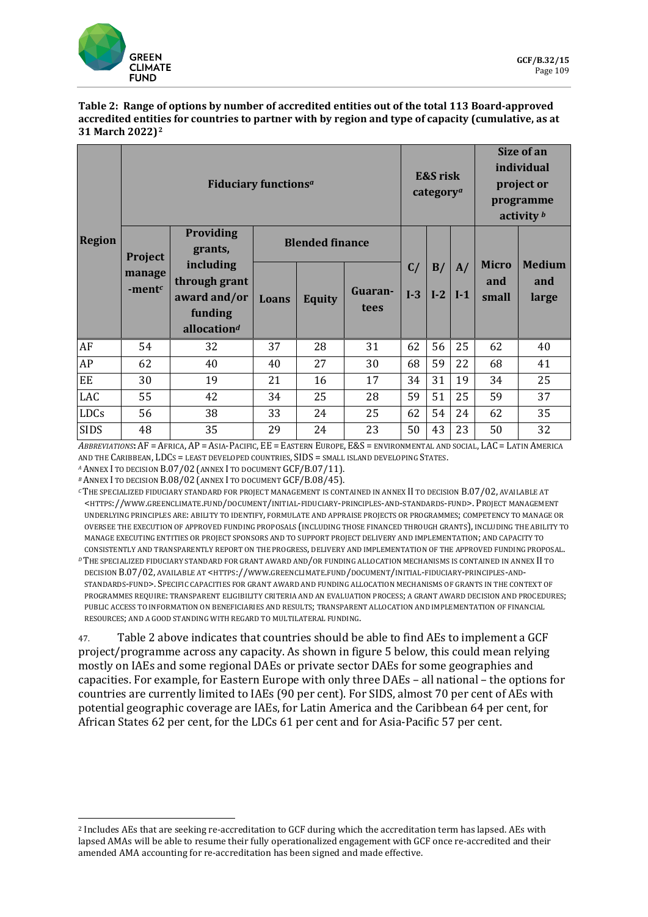**Table 2: Range of options by number of accredited entities out of the total 113 Board-approved accredited entities for countries to partner with by region and type of capacity (cumulative, as at 31 March 2022)**[2]

| Region | Fiduciary functions[a] | | | | | E&S risk category[a] | | | Size of an individual project or programme activity [b] | |
|---|---|---|---|---|---|---|---|---|---|---|
| | Project manage-ment[c] | Providing grants, including through grant award and/or funding allocation[d] | Blended finance | | | C/ I-3 | B/ I-2 | A/ I-1 | Micro and small | Medium and large |
| | | | Loans | Equity | Guaran-tees | | | | | |
| AF | 54 | 32 | 37 | 28 | 31 | 62 | 56 | 25 | 62 | 40 |
| AP | 62 | 40 | 40 | 27 | 30 | 68 | 59 | 22 | 68 | 41 |
| EE | 30 | 19 | 21 | 16 | 17 | 34 | 31 | 19 | 34 | 25 |
| LAC | 55 | 42 | 34 | 25 | 28 | 59 | 51 | 25 | 59 | 37 |
| LDCs | 56 | 38 | 33 | 24 | 25 | 62 | 54 | 24 | 62 | 35 |
| SIDS | 48 | 35 | 29 | 24 | 23 | 50 | 43 | 23 | 50 | 32 |

*Abbreviations*: AF = Africa, AP = Asia-Pacific, EE = Eastern Europe, E&S = environmental and social, LAC = Latin America and the Caribbean, LDCs = least developed countries, SIDS = small island developing States.

[a] Annex I to decision B.07/02 (annex I to document GCF/B.07/11).

[b] Annex I to decision B.08/02 (annex I to document GCF/B.08/45).

[c] The specialized fiduciary standard for project management is contained in annex II to decision B.07/02, available at <https://www.greenclimate.fund/document/initial-fiduciary-principles-and-standards-fund>. Project management underlying principles are: ability to identify, formulate and appraise projects or programmes; competency to manage or oversee the execution of approved funding proposals (including those financed through grants), including the ability to manage executing entities or project sponsors and to support project delivery and implementation; and capacity to consistently and transparently report on the progress, delivery and implementation of the approved funding proposal.

[d] The specialized fiduciary standard for grant award and/or funding allocation mechanisms is contained in annex II to decision B.07/02, available at <https://www.greenclimate.fund/document/initial-fiduciary-principles-and-standards-fund>. Specific capacities for grant award and funding allocation mechanisms of grants in the context of programmes require: transparent eligibility criteria and an evaluation process; a grant award decision and procedures; public access to information on beneficiaries and results; transparent allocation and implementation of financial resources; and a good standing with regard to multilateral funding.

47. Table 2 above indicates that countries should be able to find AEs to implement a GCF project/programme across any capacity. As shown in figure 5 below, this could mean relying mostly on IAEs and some regional DAEs or private sector DAEs for some geographies and capacities. For example, for Eastern Europe with only three DAEs – all national – the options for countries are currently limited to IAEs (90 per cent). For SIDS, almost 70 per cent of AEs with potential geographic coverage are IAEs, for Latin America and the Caribbean 64 per cent, for African States 62 per cent, for the LDCs 61 per cent and for Asia-Pacific 57 per cent.

[2] Includes AEs that are seeking re-accreditation to GCF during which the accreditation term has lapsed. AEs with lapsed AMAs will be able to resume their fully operationalized engagement with GCF once re-accredited and their amended AMA accounting for re-accreditation has been signed and made effective.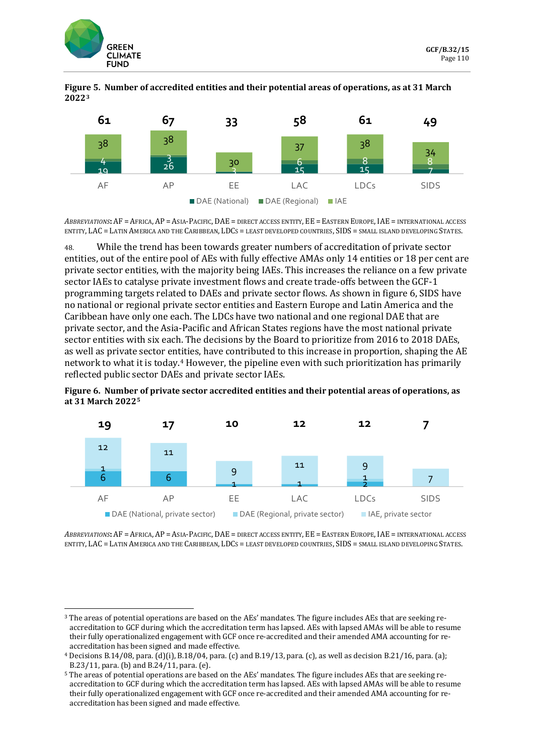**Figure 5. Number of accredited entities and their potential areas of operations, as at 31 March 2022[3]**

| | AF | AP | EE | LAC | LDCs | SIDS |
|---|---|---|---|---|---|---|
| DAE (National) | 19 | 26 | 3 | 15 | 15 | 7 |
| DAE (Regional) | 4 | 3 | | 6 | 8 | 8 |
| IAE | 38 | 38 | 30 | 37 | 38 | 34 |
| Total | 61 | 67 | 33 | 58 | 61 | 49 |

*Abbreviations*: AF = Africa, AP = Asia-Pacific, DAE = direct access entity, EE = Eastern Europe, IAE = international access entity, LAC = Latin America and the Caribbean, LDCs = least developed countries, SIDS = small island developing States.

48. While the trend has been towards greater numbers of accreditation of private sector entities, out of the entire pool of AEs with fully effective AMAs only 14 entities or 18 per cent are private sector entities, with the majority being IAEs. This increases the reliance on a few private sector IAEs to catalyse private investment flows and create trade-offs between the GCF-1 programming targets related to DAEs and private sector flows. As shown in figure 6, SIDS have no national or regional private sector entities and Eastern Europe and Latin America and the Caribbean have only one each. The LDCs have two national and one regional DAE that are private sector, and the Asia-Pacific and African States regions have the most national private sector entities with six each. The decisions by the Board to prioritize from 2016 to 2018 DAEs, as well as private sector entities, have contributed to this increase in proportion, shaping the AE network to what it is today.[4] However, the pipeline even with such prioritization has primarily reflected public sector DAEs and private sector IAEs.

**Figure 6. Number of private sector accredited entities and their potential areas of operations, as at 31 March 2022[5]**

| | AF | AP | EE | LAC | LDCs | SIDS |
|---|---|---|---|---|---|---|
| DAE (National, private sector) | 6 | 6 | 1 | 1 | 2 | |
| DAE (Regional, private sector) | 1 | | | | 1 | |
| IAE, private sector | 12 | 11 | 9 | 11 | 9 | 7 |
| Total | 19 | 17 | 10 | 12 | 12 | 7 |

*Abbreviations*: AF = Africa, AP = Asia-Pacific, DAE = direct access entity, EE = Eastern Europe, IAE = international access entity, LAC = Latin America and the Caribbean, LDCs = least developed countries, SIDS = small island developing States.

---

[3] The areas of potential operations are based on the AEs' mandates. The figure includes AEs that are seeking re-accreditation to GCF during which the accreditation term has lapsed. AEs with lapsed AMAs will be able to resume their fully operationalized engagement with GCF once re-accredited and their amended AMA accounting for re-accreditation has been signed and made effective.

[4] Decisions B.14/08, para. (d)(i), B.18/04, para. (c) and B.19/13, para. (c), as well as decision B.21/16, para. (a); B.23/11, para. (b) and B.24/11, para. (e).

[5] The areas of potential operations are based on the AEs' mandates. The figure includes AEs that are seeking re-accreditation to GCF during which the accreditation term has lapsed. AEs with lapsed AMAs will be able to resume their fully operationalized engagement with GCF once re-accredited and their amended AMA accounting for re-accreditation has been signed and made effective.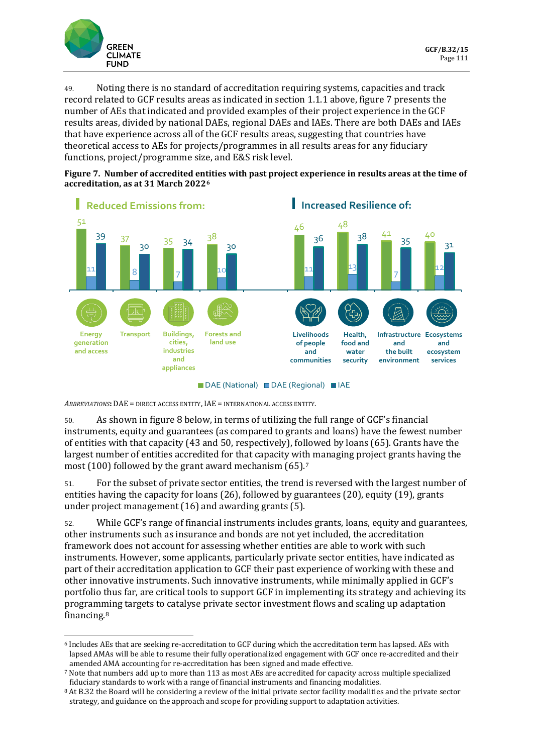49. Noting there is no standard of accreditation requiring systems, capacities and track record related to GCF results areas as indicated in section 1.1.1 above, figure 7 presents the number of AEs that indicated and provided examples of their project experience in the GCF results areas, divided by national DAEs, regional DAEs and IAEs. There are both DAEs and IAEs that have experience across all of the GCF results areas, suggesting that countries have theoretical access to AEs for projects/programmes in all results areas for any fiduciary functions, project/programme size, and E&S risk level.

**Figure 7. Number of accredited entities with past project experience in results areas at the time of accreditation, as at 31 March 2022**[6]

| | Results area | DAE (National) | DAE (Regional) | IAE |
|---|---|---|---|---|
| Reduced Emissions from: | Energy generation and access | 51 | 11 | 39 |
| | Transport | 37 | 8 | 30 |
| | Buildings, cities, industries and appliances | 35 | 7 | 34 |
| | Forests and land use | 38 | 10 | 30 |
| Increased Resilience of: | Livelihoods of people and communities | 46 | 11 | 36 |
| | Health, food and water security | 48 | 13 | 38 |
| | Infrastructure and the built environment | 41 | 7 | 35 |
| | Ecosystems and ecosystem services | 40 | 12 | 31 |

*Abbreviations*: DAE = direct access entity, IAE = international access entity.

50. As shown in figure 8 below, in terms of utilizing the full range of GCF's financial instruments, equity and guarantees (as compared to grants and loans) have the fewest number of entities with that capacity (43 and 50, respectively), followed by loans (65). Grants have the largest number of entities accredited for that capacity with managing project grants having the most (100) followed by the grant award mechanism (65).[7]

51. For the subset of private sector entities, the trend is reversed with the largest number of entities having the capacity for loans (26), followed by guarantees (20), equity (19), grants under project management (16) and awarding grants (5).

52. While GCF's range of financial instruments includes grants, loans, equity and guarantees, other instruments such as insurance and bonds are not yet included, the accreditation framework does not account for assessing whether entities are able to work with such instruments. However, some applicants, particularly private sector entities, have indicated as part of their accreditation application to GCF their past experience of working with these and other innovative instruments. Such innovative instruments, while minimally applied in GCF's portfolio thus far, are critical tools to support GCF in implementing its strategy and achieving its programming targets to catalyse private sector investment flows and scaling up adaptation financing.[8]

---

[6] Includes AEs that are seeking re-accreditation to GCF during which the accreditation term has lapsed. AEs with lapsed AMAs will be able to resume their fully operationalized engagement with GCF once re-accredited and their amended AMA accounting for re-accreditation has been signed and made effective.

[7] Note that numbers add up to more than 113 as most AEs are accredited for capacity across multiple specialized fiduciary standards to work with a range of financial instruments and financing modalities.

[8] At B.32 the Board will be considering a review of the initial private sector facility modalities and the private sector strategy, and guidance on the approach and scope for providing support to adaptation activities.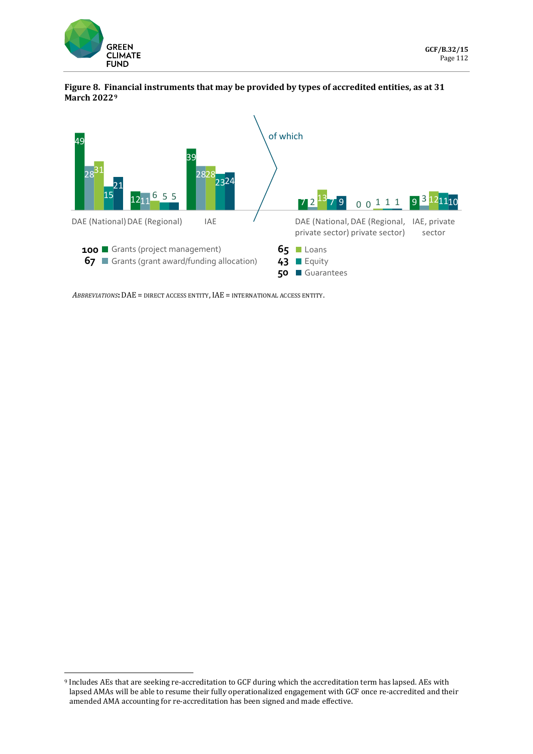**Figure 8. Financial instruments that may be provided by types of accredited entities, as at 31 March 2022**[9]

| | Grants (project management) | Grants (grant award/funding allocation) | Loans | Equity | Guarantees |
|---|---|---|---|---|---|
| DAE (National) | 49 | 28 | 31 | 15 | 21 |
| DAE (Regional) | 12 | 11 | 6 | 5 | 5 |
| IAE | 39 | 28 | 28 | 23 | 24 |
| *of which* | | | | | |
| DAE (National, private sector) | 7 | 2 | 13 | 7 | 9 |
| DAE (Regional, private sector) | 0 | 0 | 1 | 1 | 1 |
| IAE, private sector | 9 | 3 | 12 | 11 | 10 |
| **Total** | **100** | **67** | **65** | **43** | **50** |

*Abbreviations*: DAE = direct access entity, IAE = international access entity.

[9] Includes AEs that are seeking re-accreditation to GCF during which the accreditation term has lapsed. AEs with lapsed AMAs will be able to resume their fully operationalized engagement with GCF once re-accredited and their amended AMA accounting for re-accreditation has been signed and made effective.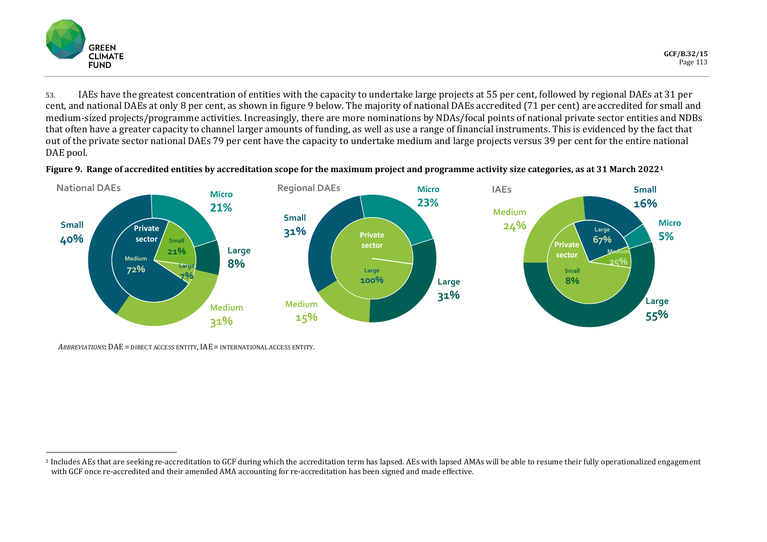53. IAEs have the greatest concentration of entities with the capacity to undertake large projects at 55 per cent, followed by regional DAEs at 31 per cent, and national DAEs at only 8 per cent, as shown in figure 9 below. The majority of national DAEs accredited (71 per cent) are accredited for small and medium-sized projects/programme activities. Increasingly, there are more nominations by NDAs/focal points of national private sector entities and NDBs that often have a greater capacity to channel larger amounts of funding, as well as use a range of financial instruments. This is evidenced by the fact that out of the private sector national DAEs 79 per cent have the capacity to undertake medium and large projects versus 39 per cent for the entire national DAE pool.

**Figure 9. Range of accredited entities by accreditation scope for the maximum project and programme activity size categories, as at 31 March 2022**[1]

National DAEs: Micro 21%, Small 40%, Medium 31%, Large 8%. Private sector: Small 21%, Medium 72%, Large 7%.

Regional DAEs: Micro 23%, Small 31%, Medium 15%, Large 31%. Private sector: Large 100%.

IAEs: Micro 5%, Small 16%, Medium 24%, Large 55%. Private sector: Small 8%, Medium 25%, Large 67%.

*Abbreviations*: DAE = direct access entity, IAE = international access entity.

[1] Includes AEs that are seeking re-accreditation to GCF during which the accreditation term has lapsed. AEs with lapsed AMAs will be able to resume their fully operationalized engagement with GCF once re-accredited and their amended AMA accounting for re-accreditation has been signed and made effective.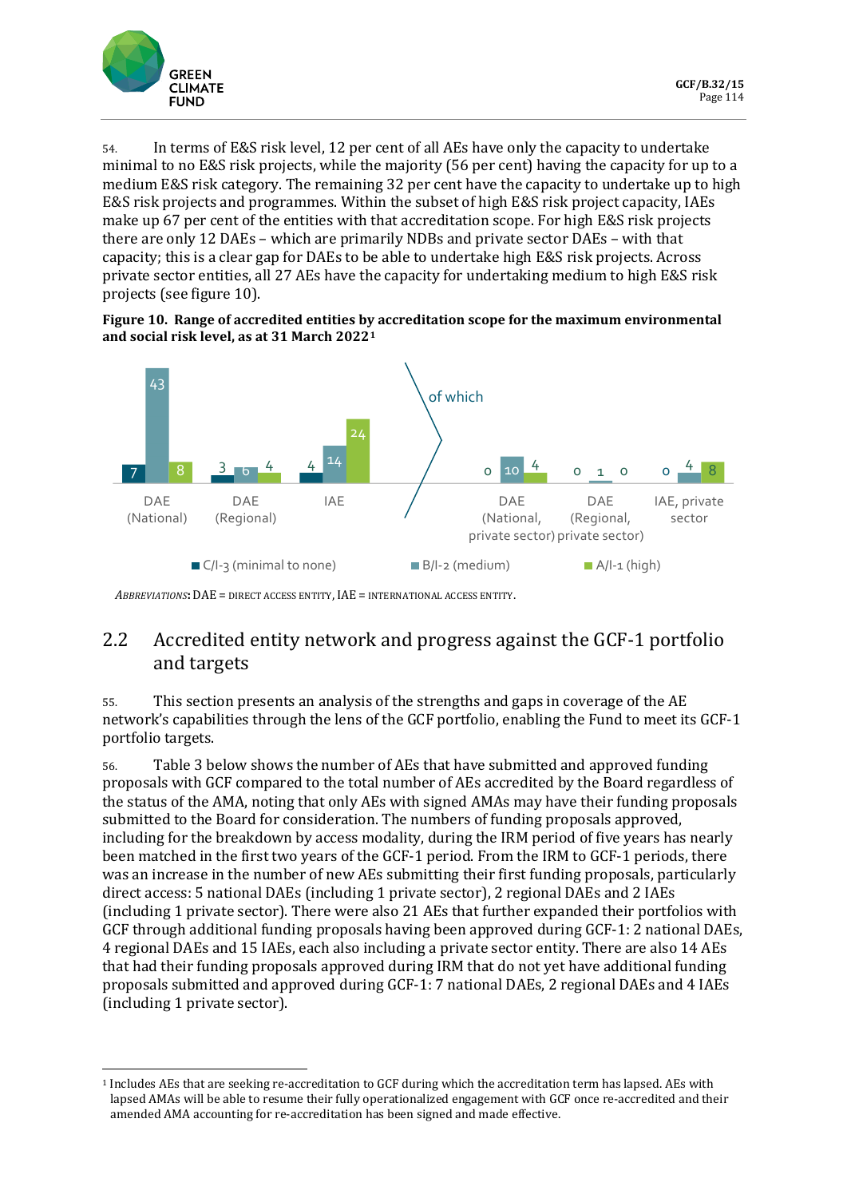54. In terms of E&S risk level, 12 per cent of all AEs have only the capacity to undertake minimal to no E&S risk projects, while the majority (56 per cent) having the capacity for up to a medium E&S risk category. The remaining 32 per cent have the capacity to undertake up to high E&S risk projects and programmes. Within the subset of high E&S risk project capacity, IAEs make up 67 per cent of the entities with that accreditation scope. For high E&S risk projects there are only 12 DAEs – which are primarily NDBs and private sector DAEs – with that capacity; this is a clear gap for DAEs to be able to undertake high E&S risk projects. Across private sector entities, all 27 AEs have the capacity for undertaking medium to high E&S risk projects (see figure 10).

**Figure 10. Range of accredited entities by accreditation scope for the maximum environmental and social risk level, as at 31 March 2022**[1]

| | C/I-3 (minimal to none) | B/I-2 (medium) | A/I-1 (high) |
|---|---|---|---|
| DAE (National) | 7 | 43 | 8 |
| DAE (Regional) | 3 | 6 | 4 |
| IAE | 4 | 14 | 24 |
| *of which* | | | |
| DAE (National, private sector) | 0 | 10 | 4 |
| DAE (Regional, private sector) | 0 | 1 | 0 |
| IAE, private sector | 0 | 4 | 8 |

*Abbreviations*: DAE = direct access entity, IAE = international access entity.

## 2.2 Accredited entity network and progress against the GCF-1 portfolio and targets

55. This section presents an analysis of the strengths and gaps in coverage of the AE network's capabilities through the lens of the GCF portfolio, enabling the Fund to meet its GCF-1 portfolio targets.

56. Table 3 below shows the number of AEs that have submitted and approved funding proposals with GCF compared to the total number of AEs accredited by the Board regardless of the status of the AMA, noting that only AEs with signed AMAs may have their funding proposals submitted to the Board for consideration. The numbers of funding proposals approved, including for the breakdown by access modality, during the IRM period of five years has nearly been matched in the first two years of the GCF-1 period. From the IRM to GCF-1 periods, there was an increase in the number of new AEs submitting their first funding proposals, particularly direct access: 5 national DAEs (including 1 private sector), 2 regional DAEs and 2 IAEs (including 1 private sector). There were also 21 AEs that further expanded their portfolios with GCF through additional funding proposals having been approved during GCF-1: 2 national DAEs, 4 regional DAEs and 15 IAEs, each also including a private sector entity. There are also 14 AEs that had their funding proposals approved during IRM that do not yet have additional funding proposals submitted and approved during GCF-1: 7 national DAEs, 2 regional DAEs and 4 IAEs (including 1 private sector).

[1] Includes AEs that are seeking re-accreditation to GCF during which the accreditation term has lapsed. AEs with lapsed AMAs will be able to resume their fully operationalized engagement with GCF once re-accredited and their amended AMA accounting for re-accreditation has been signed and made effective.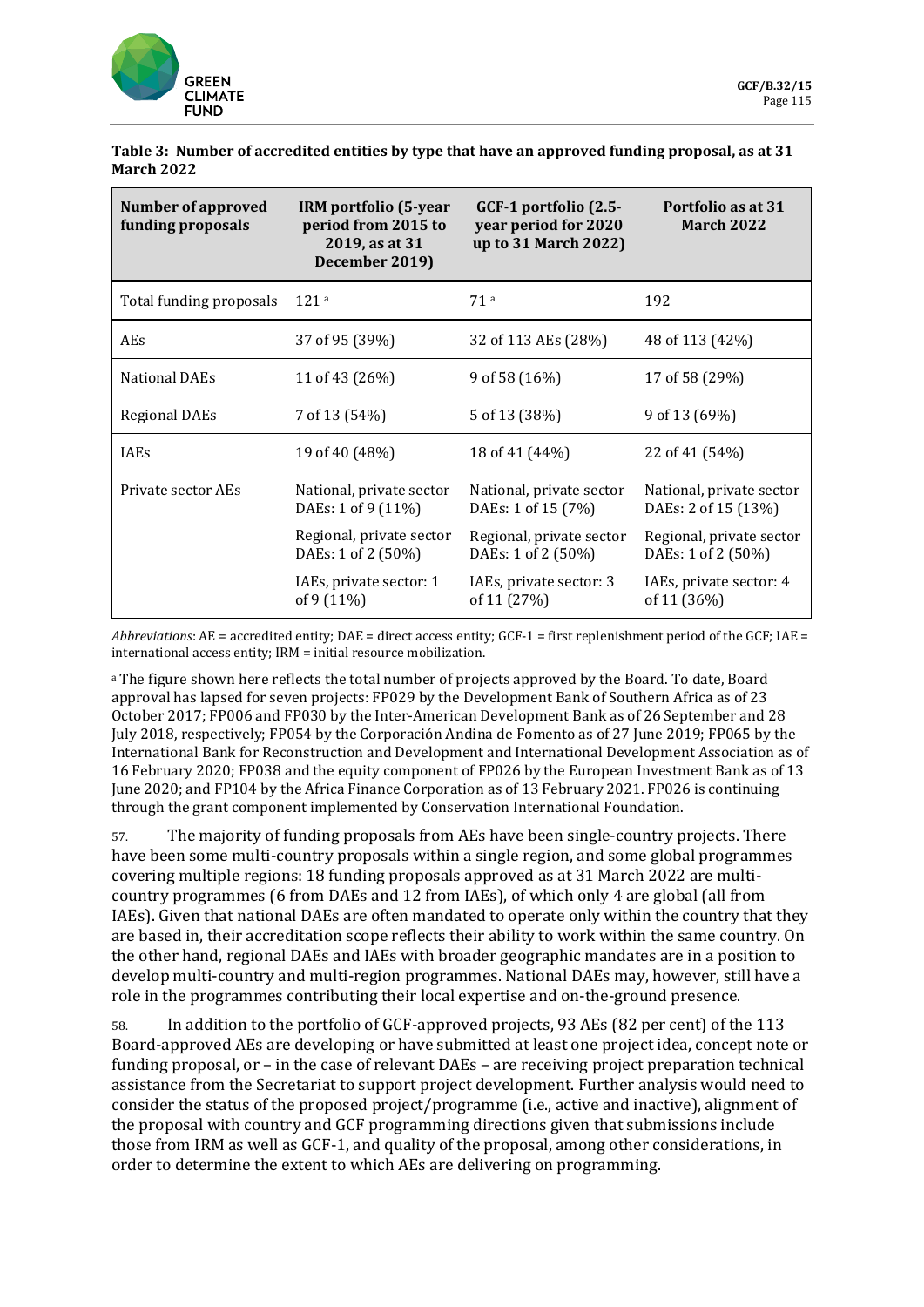**Table 3: Number of accredited entities by type that have an approved funding proposal, as at 31 March 2022**

| Number of approved funding proposals | IRM portfolio (5-year period from 2015 to 2019, as at 31 December 2019) | GCF-1 portfolio (2.5-year period for 2020 up to 31 March 2022) | Portfolio as at 31 March 2022 |
|---|---|---|---|
| Total funding proposals | 121 [a] | 71 [a] | 192 |
| AEs | 37 of 95 (39%) | 32 of 113 AEs (28%) | 48 of 113 (42%) |
| National DAEs | 11 of 43 (26%) | 9 of 58 (16%) | 17 of 58 (29%) |
| Regional DAEs | 7 of 13 (54%) | 5 of 13 (38%) | 9 of 13 (69%) |
| IAEs | 19 of 40 (48%) | 18 of 41 (44%) | 22 of 41 (54%) |
| Private sector AEs | National, private sector DAEs: 1 of 9 (11%) | National, private sector DAEs: 1 of 15 (7%) | National, private sector DAEs: 2 of 15 (13%) |
| | Regional, private sector DAEs: 1 of 2 (50%) | Regional, private sector DAEs: 1 of 2 (50%) | Regional, private sector DAEs: 1 of 2 (50%) |
| | IAEs, private sector: 1 of 9 (11%) | IAEs, private sector: 3 of 11 (27%) | IAEs, private sector: 4 of 11 (36%) |

*Abbreviations*: AE = accredited entity; DAE = direct access entity; GCF-1 = first replenishment period of the GCF; IAE = international access entity; IRM = initial resource mobilization.

[a] The figure shown here reflects the total number of projects approved by the Board. To date, Board approval has lapsed for seven projects: FP029 by the Development Bank of Southern Africa as of 23 October 2017; FP006 and FP030 by the Inter-American Development Bank as of 26 September and 28 July 2018, respectively; FP054 by the Corporación Andina de Fomento as of 27 June 2019; FP065 by the International Bank for Reconstruction and Development and International Development Association as of 16 February 2020; FP038 and the equity component of FP026 by the European Investment Bank as of 13 June 2020; and FP104 by the Africa Finance Corporation as of 13 February 2021. FP026 is continuing through the grant component implemented by Conservation International Foundation.

57. The majority of funding proposals from AEs have been single-country projects. There have been some multi-country proposals within a single region, and some global programmes covering multiple regions: 18 funding proposals approved as at 31 March 2022 are multi-country programmes (6 from DAEs and 12 from IAEs), of which only 4 are global (all from IAEs). Given that national DAEs are often mandated to operate only within the country that they are based in, their accreditation scope reflects their ability to work within the same country. On the other hand, regional DAEs and IAEs with broader geographic mandates are in a position to develop multi-country and multi-region programmes. National DAEs may, however, still have a role in the programmes contributing their local expertise and on-the-ground presence.

58. In addition to the portfolio of GCF-approved projects, 93 AEs (82 per cent) of the 113 Board-approved AEs are developing or have submitted at least one project idea, concept note or funding proposal, or – in the case of relevant DAEs – are receiving project preparation technical assistance from the Secretariat to support project development. Further analysis would need to consider the status of the proposed project/programme (i.e., active and inactive), alignment of the proposal with country and GCF programming directions given that submissions include those from IRM as well as GCF-1, and quality of the proposal, among other considerations, in order to determine the extent to which AEs are delivering on programming.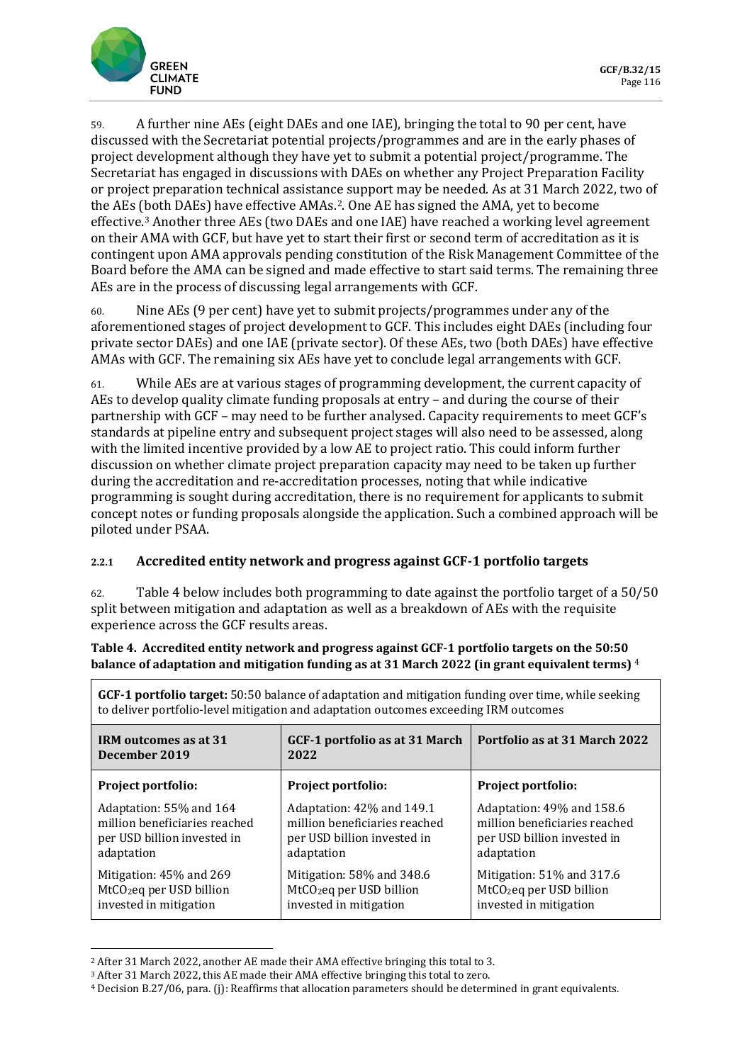59. A further nine AEs (eight DAEs and one IAE), bringing the total to 90 per cent, have discussed with the Secretariat potential projects/programmes and are in the early phases of project development although they have yet to submit a potential project/programme. The Secretariat has engaged in discussions with DAEs on whether any Project Preparation Facility or project preparation technical assistance support may be needed. As at 31 March 2022, two of the AEs (both DAEs) have effective AMAs.[2]. One AE has signed the AMA, yet to become effective.[3] Another three AEs (two DAEs and one IAE) have reached a working level agreement on their AMA with GCF, but have yet to start their first or second term of accreditation as it is contingent upon AMA approvals pending constitution of the Risk Management Committee of the Board before the AMA can be signed and made effective to start said terms. The remaining three AEs are in the process of discussing legal arrangements with GCF.

60. Nine AEs (9 per cent) have yet to submit projects/programmes under any of the aforementioned stages of project development to GCF. This includes eight DAEs (including four private sector DAEs) and one IAE (private sector). Of these AEs, two (both DAEs) have effective AMAs with GCF. The remaining six AEs have yet to conclude legal arrangements with GCF.

61. While AEs are at various stages of programming development, the current capacity of AEs to develop quality climate funding proposals at entry – and during the course of their partnership with GCF – may need to be further analysed. Capacity requirements to meet GCF's standards at pipeline entry and subsequent project stages will also need to be assessed, along with the limited incentive provided by a low AE to project ratio. This could inform further discussion on whether climate project preparation capacity may need to be taken up further during the accreditation and re-accreditation processes, noting that while indicative programming is sought during accreditation, there is no requirement for applicants to submit concept notes or funding proposals alongside the application. Such a combined approach will be piloted under PSAA.

### 2.2.1 Accredited entity network and progress against GCF-1 portfolio targets

62. Table 4 below includes both programming to date against the portfolio target of a 50/50 split between mitigation and adaptation as well as a breakdown of AEs with the requisite experience across the GCF results areas.

**Table 4. Accredited entity network and progress against GCF-1 portfolio targets on the 50:50 balance of adaptation and mitigation funding as at 31 March 2022 (in grant equivalent terms)** [4]

| **GCF-1 portfolio target:** 50:50 balance of adaptation and mitigation funding over time, while seeking to deliver portfolio-level mitigation and adaptation outcomes exceeding IRM outcomes | | |
|---|---|---|
| **IRM outcomes as at 31 December 2019** | **GCF-1 portfolio as at 31 March 2022** | **Portfolio as at 31 March 2022** |
| **Project portfolio:** | **Project portfolio:** | **Project portfolio:** |
| Adaptation: 55% and 164 million beneficiaries reached per USD billion invested in adaptation | Adaptation: 42% and 149.1 million beneficiaries reached per USD billion invested in adaptation | Adaptation: 49% and 158.6 million beneficiaries reached per USD billion invested in adaptation |
| Mitigation: 45% and 269 $MtCO_2eq$ per USD billion invested in mitigation | Mitigation: 58% and 348.6 $MtCO_2eq$ per USD billion invested in mitigation | Mitigation: 51% and 317.6 $MtCO_2eq$ per USD billion invested in mitigation |

[2] After 31 March 2022, another AE made their AMA effective bringing this total to 3.

[3] After 31 March 2022, this AE made their AMA effective bringing this total to zero.

[4] Decision B.27/06, para. (j): Reaffirms that allocation parameters should be determined in grant equivalents.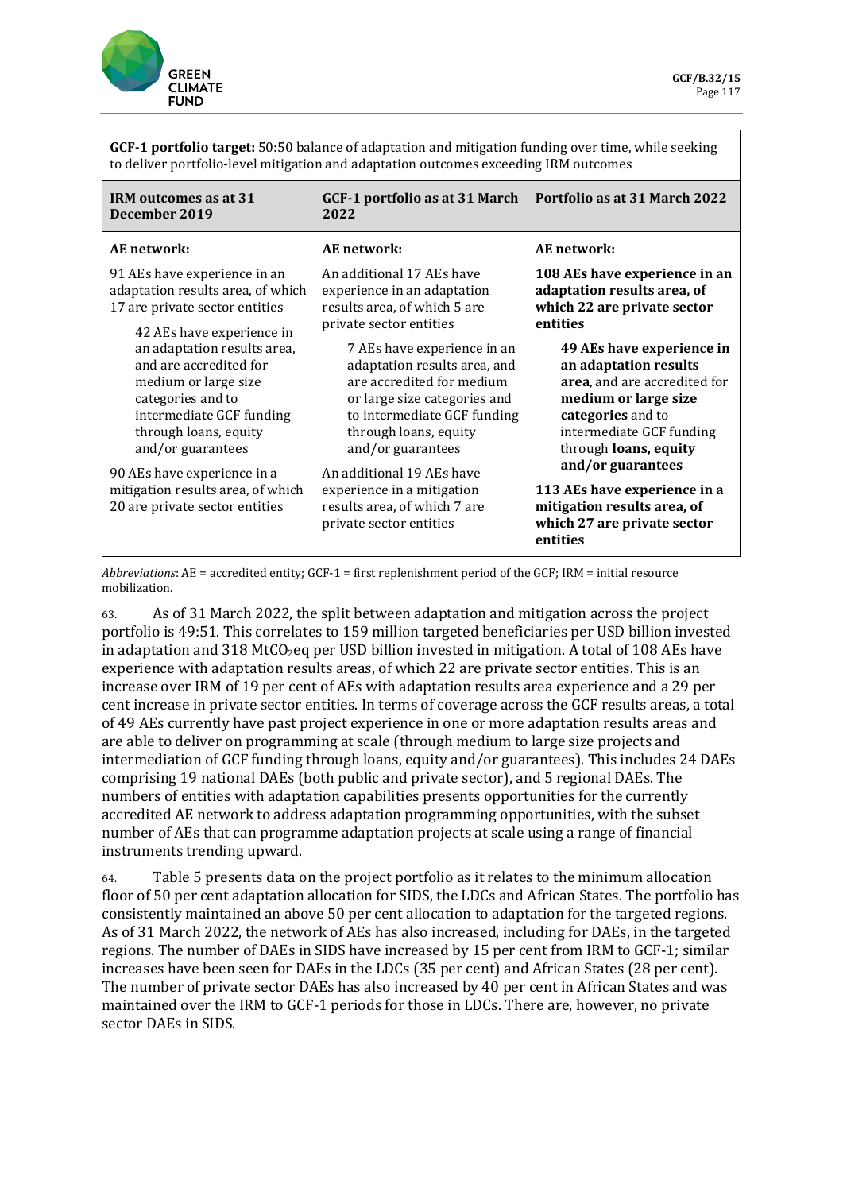| **GCF-1 portfolio target:** 50:50 balance of adaptation and mitigation funding over time, while seeking to deliver portfolio-level mitigation and adaptation outcomes exceeding IRM outcomes | | |
|---|---|---|
| **IRM outcomes as at 31 December 2019** | **GCF-1 portfolio as at 31 March 2022** | **Portfolio as at 31 March 2022** |
| **AE network:** | **AE network:** | **AE network:** |
| 91 AEs have experience in an adaptation results area, of which 17 are private sector entities | An additional 17 AEs have experience in an adaptation results area, of which 5 are private sector entities | **108 AEs have experience in an adaptation results area, of which 22 are private sector entities** |
| 42 AEs have experience in an adaptation results area, and are accredited for medium or large size categories and to intermediate GCF funding through loans, equity and/or guarantees | 7 AEs have experience in an adaptation results area, and are accredited for medium or large size categories and to intermediate GCF funding through loans, equity and/or guarantees | **49 AEs have experience in an adaptation results area**, and are accredited for **medium or large size categories** and to intermediate GCF funding through **loans, equity and/or guarantees** |
| 90 AEs have experience in a mitigation results area, of which 20 are private sector entities | An additional 19 AEs have experience in a mitigation results area, of which 7 are private sector entities | **113 AEs have experience in a mitigation results area, of which 27 are private sector entities** |

*Abbreviations*: AE = accredited entity; GCF-1 = first replenishment period of the GCF; IRM = initial resource mobilization.

63. As of 31 March 2022, the split between adaptation and mitigation across the project portfolio is 49:51. This correlates to 159 million targeted beneficiaries per USD billion invested in adaptation and 318 $MtCO_2eq$ per USD billion invested in mitigation. A total of 108 AEs have experience with adaptation results areas, of which 22 are private sector entities. This is an increase over IRM of 19 per cent of AEs with adaptation results area experience and a 29 per cent increase in private sector entities. In terms of coverage across the GCF results areas, a total of 49 AEs currently have past project experience in one or more adaptation results areas and are able to deliver on programming at scale (through medium to large size projects and intermediation of GCF funding through loans, equity and/or guarantees). This includes 24 DAEs comprising 19 national DAEs (both public and private sector), and 5 regional DAEs. The numbers of entities with adaptation capabilities presents opportunities for the currently accredited AE network to address adaptation programming opportunities, with the subset number of AEs that can programme adaptation projects at scale using a range of financial instruments trending upward.

64. Table 5 presents data on the project portfolio as it relates to the minimum allocation floor of 50 per cent adaptation allocation for SIDS, the LDCs and African States. The portfolio has consistently maintained an above 50 per cent allocation to adaptation for the targeted regions. As of 31 March 2022, the network of AEs has also increased, including for DAEs, in the targeted regions. The number of DAEs in SIDS have increased by 15 per cent from IRM to GCF-1; similar increases have been seen for DAEs in the LDCs (35 per cent) and African States (28 per cent). The number of private sector DAEs has also increased by 40 per cent in African States and was maintained over the IRM to GCF-1 periods for those in LDCs. There are, however, no private sector DAEs in SIDS.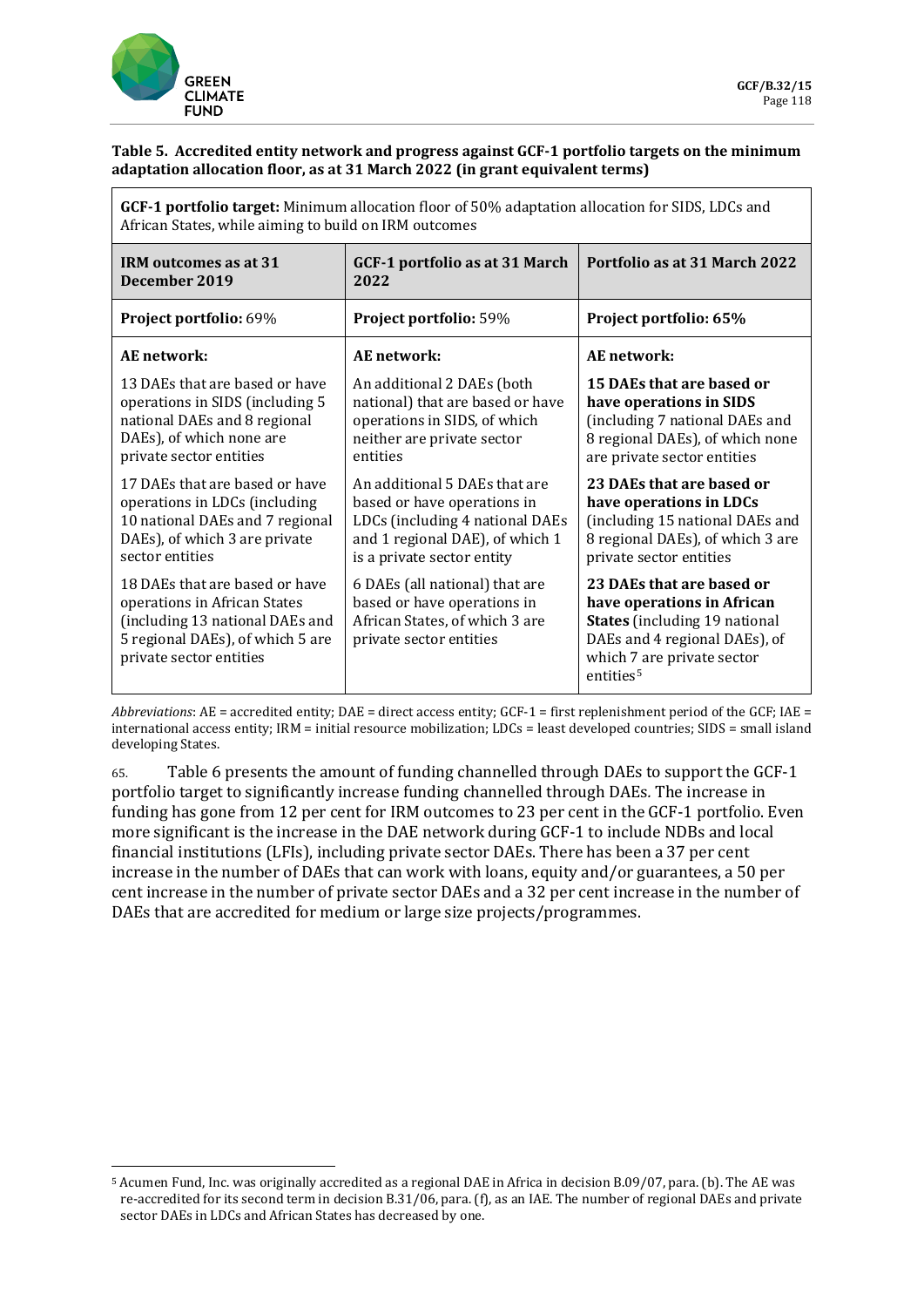**Table 5. Accredited entity network and progress against GCF-1 portfolio targets on the minimum adaptation allocation floor, as at 31 March 2022 (in grant equivalent terms)**

| **GCF-1 portfolio target:** Minimum allocation floor of 50% adaptation allocation for SIDS, LDCs and African States, while aiming to build on IRM outcomes | | |
|---|---|---|
| **IRM outcomes as at 31 December 2019** | **GCF-1 portfolio as at 31 March 2022** | **Portfolio as at 31 March 2022** |
| **Project portfolio:** 69% | **Project portfolio:** 59% | **Project portfolio: 65%** |
| **AE network:** | **AE network:** | **AE network:** |
| 13 DAEs that are based or have operations in SIDS (including 5 national DAEs and 8 regional DAEs), of which none are private sector entities | An additional 2 DAEs (both national) that are based or have operations in SIDS, of which neither are private sector entities | **15 DAEs that are based or have operations in SIDS** (including 7 national DAEs and 8 regional DAEs), of which none are private sector entities |
| 17 DAEs that are based or have operations in LDCs (including 10 national DAEs and 7 regional DAEs), of which 3 are private sector entities | An additional 5 DAEs that are based or have operations in LDCs (including 4 national DAEs and 1 regional DAE), of which 1 is a private sector entity | **23 DAEs that are based or have operations in LDCs** (including 15 national DAEs and 8 regional DAEs), of which 3 are private sector entities |
| 18 DAEs that are based or have operations in African States (including 13 national DAEs and 5 regional DAEs), of which 5 are private sector entities | 6 DAEs (all national) that are based or have operations in African States, of which 3 are private sector entities | **23 DAEs that are based or have operations in African States** (including 19 national DAEs and 4 regional DAEs), of which 7 are private sector entities[5] |

*Abbreviations*: AE = accredited entity; DAE = direct access entity; GCF-1 = first replenishment period of the GCF; IAE = international access entity; IRM = initial resource mobilization; LDCs = least developed countries; SIDS = small island developing States.

65. Table 6 presents the amount of funding channelled through DAEs to support the GCF-1 portfolio target to significantly increase funding channelled through DAEs. The increase in funding has gone from 12 per cent for IRM outcomes to 23 per cent in the GCF-1 portfolio. Even more significant is the increase in the DAE network during GCF-1 to include NDBs and local financial institutions (LFIs), including private sector DAEs. There has been a 37 per cent increase in the number of DAEs that can work with loans, equity and/or guarantees, a 50 per cent increase in the number of private sector DAEs and a 32 per cent increase in the number of DAEs that are accredited for medium or large size projects/programmes.

[5] Acumen Fund, Inc. was originally accredited as a regional DAE in Africa in decision B.09/07, para. (b). The AE was re-accredited for its second term in decision B.31/06, para. (f), as an IAE. The number of regional DAEs and private sector DAEs in LDCs and African States has decreased by one.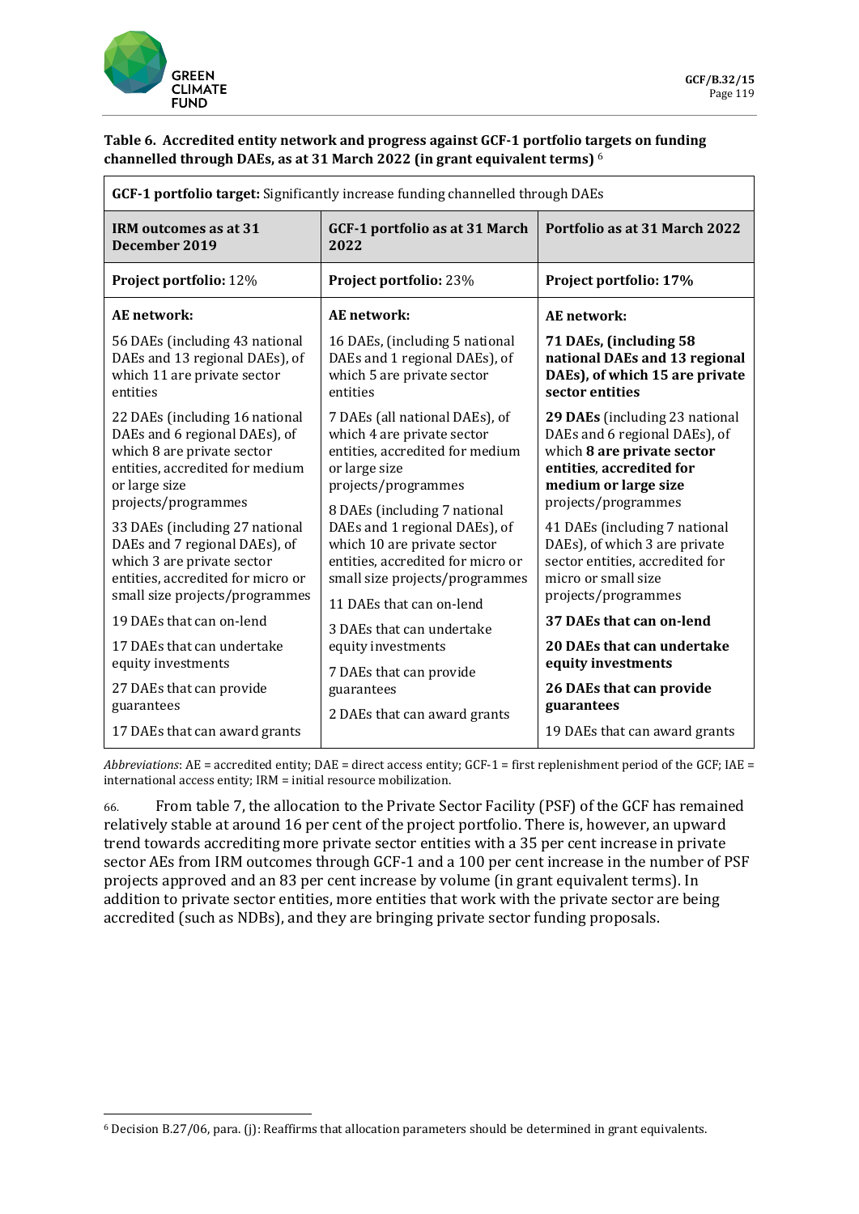**Table 6. Accredited entity network and progress against GCF-1 portfolio targets on funding channelled through DAEs, as at 31 March 2022 (in grant equivalent terms)** [6]

| **GCF-1 portfolio target:** Significantly increase funding channelled through DAEs | | |
|---|---|---|
| **IRM outcomes as at 31 December 2019** | **GCF-1 portfolio as at 31 March 2022** | **Portfolio as at 31 March 2022** |
| **Project portfolio:** 12% | **Project portfolio:** 23% | **Project portfolio: 17%** |
| **AE network:** | **AE network:** | **AE network:** |
| 56 DAEs (including 43 national DAEs and 13 regional DAEs), of which 11 are private sector entities | 16 DAEs, (including 5 national DAEs and 1 regional DAEs), of which 5 are private sector entities | **71 DAEs, (including 58 national DAEs and 13 regional DAEs), of which 15 are private sector entities** |
| 22 DAEs (including 16 national DAEs and 6 regional DAEs), of which 8 are private sector entities, accredited for medium or large size projects/programmes | 7 DAEs (all national DAEs), of which 4 are private sector entities, accredited for medium or large size projects/programmes | **29 DAEs** (including 23 national DAEs and 6 regional DAEs), of which **8 are private sector entities**, **accredited for medium or large size** projects/programmes |
| 33 DAEs (including 27 national DAEs and 7 regional DAEs), of which 3 are private sector entities, accredited for micro or small size projects/programmes | 8 DAEs (including 7 national DAEs and 1 regional DAEs), of which 10 are private sector entities, accredited for micro or small size projects/programmes | 41 DAEs (including 7 national DAEs), of which 3 are private sector entities, accredited for micro or small size projects/programmes |
| 19 DAEs that can on-lend | 11 DAEs that can on-lend | **37 DAEs that can on-lend** |
| 17 DAEs that can undertake equity investments | 3 DAEs that can undertake equity investments | **20 DAEs that can undertake equity investments** |
| 27 DAEs that can provide guarantees | 7 DAEs that can provide guarantees | **26 DAEs that can provide guarantees** |
| 17 DAEs that can award grants | 2 DAEs that can award grants | 19 DAEs that can award grants |

*Abbreviations*: AE = accredited entity; DAE = direct access entity; GCF-1 = first replenishment period of the GCF; IAE = international access entity; IRM = initial resource mobilization.

66. From table 7, the allocation to the Private Sector Facility (PSF) of the GCF has remained relatively stable at around 16 per cent of the project portfolio. There is, however, an upward trend towards accrediting more private sector entities with a 35 per cent increase in private sector AEs from IRM outcomes through GCF-1 and a 100 per cent increase in the number of PSF projects approved and an 83 per cent increase by volume (in grant equivalent terms). In addition to private sector entities, more entities that work with the private sector are being accredited (such as NDBs), and they are bringing private sector funding proposals.

[6] Decision B.27/06, para. (j): Reaffirms that allocation parameters should be determined in grant equivalents.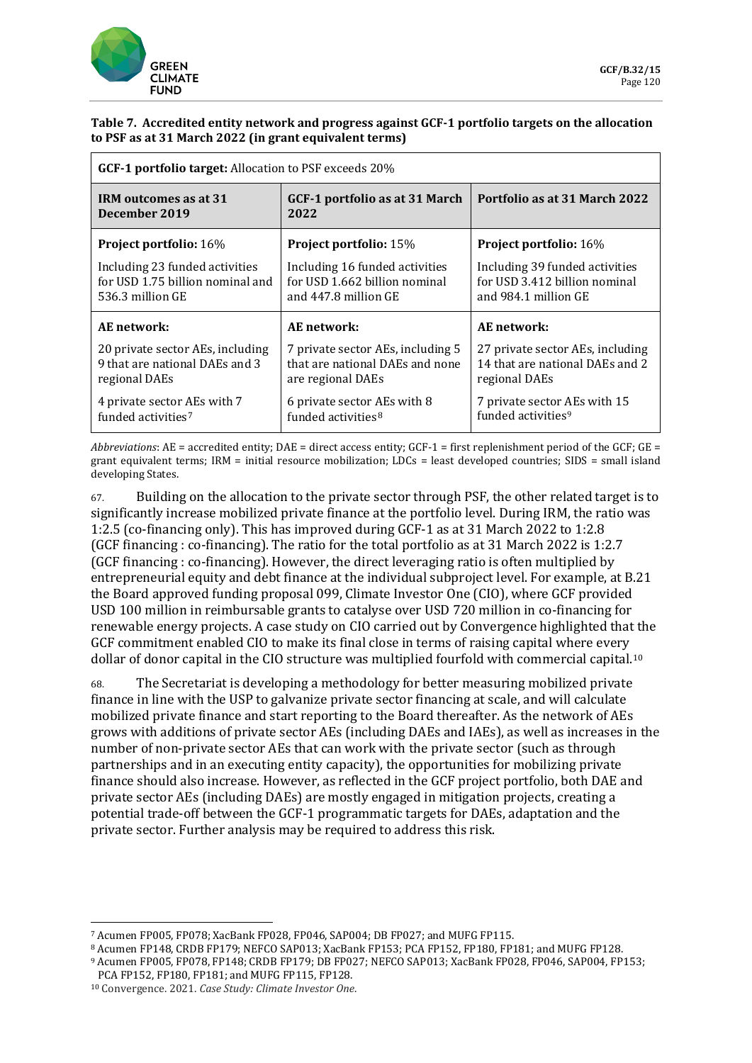**Table 7. Accredited entity network and progress against GCF-1 portfolio targets on the allocation to PSF as at 31 March 2022 (in grant equivalent terms)**

| **GCF-1 portfolio target:** Allocation to PSF exceeds 20% | | |
|---|---|---|
| **IRM outcomes as at 31 December 2019** | **GCF-1 portfolio as at 31 March 2022** | **Portfolio as at 31 March 2022** |
| **Project portfolio:** 16%<br><br>Including 23 funded activities for USD 1.75 billion nominal and 536.3 million GE | **Project portfolio:** 15%<br><br>Including 16 funded activities for USD 1.662 billion nominal and 447.8 million GE | **Project portfolio:** 16%<br><br>Including 39 funded activities for USD 3.412 billion nominal and 984.1 million GE |
| **AE network:**<br><br>20 private sector AEs, including 9 that are national DAEs and 3 regional DAEs<br><br>4 private sector AEs with 7 funded activities[7] | **AE network:**<br><br>7 private sector AEs, including 5 that are national DAEs and none are regional DAEs<br><br>6 private sector AEs with 8 funded activities[8] | **AE network:**<br><br>27 private sector AEs, including 14 that are national DAEs and 2 regional DAEs<br><br>7 private sector AEs with 15 funded activities[9] |

*Abbreviations*: AE = accredited entity; DAE = direct access entity; GCF-1 = first replenishment period of the GCF; GE = grant equivalent terms; IRM = initial resource mobilization; LDCs = least developed countries; SIDS = small island developing States.

67. Building on the allocation to the private sector through PSF, the other related target is to significantly increase mobilized private finance at the portfolio level. During IRM, the ratio was 1:2.5 (co-financing only). This has improved during GCF-1 as at 31 March 2022 to 1:2.8 (GCF financing : co-financing). The ratio for the total portfolio as at 31 March 2022 is 1:2.7 (GCF financing : co-financing). However, the direct leveraging ratio is often multiplied by entrepreneurial equity and debt finance at the individual subproject level. For example, at B.21 the Board approved funding proposal 099, Climate Investor One (CIO), where GCF provided USD 100 million in reimbursable grants to catalyse over USD 720 million in co-financing for renewable energy projects. A case study on CIO carried out by Convergence highlighted that the GCF commitment enabled CIO to make its final close in terms of raising capital where every dollar of donor capital in the CIO structure was multiplied fourfold with commercial capital.[10]

68. The Secretariat is developing a methodology for better measuring mobilized private finance in line with the USP to galvanize private sector financing at scale, and will calculate mobilized private finance and start reporting to the Board thereafter. As the network of AEs grows with additions of private sector AEs (including DAEs and IAEs), as well as increases in the number of non-private sector AEs that can work with the private sector (such as through partnerships and in an executing entity capacity), the opportunities for mobilizing private finance should also increase. However, as reflected in the GCF project portfolio, both DAE and private sector AEs (including DAEs) are mostly engaged in mitigation projects, creating a potential trade-off between the GCF-1 programmatic targets for DAEs, adaptation and the private sector. Further analysis may be required to address this risk.

---

[7] Acumen FP005, FP078; XacBank FP028, FP046, SAP004; DB FP027; and MUFG FP115.

[8] Acumen FP148, CRDB FP179; NEFCO SAP013; XacBank FP153; PCA FP152, FP180, FP181; and MUFG FP128.

[9] Acumen FP005, FP078, FP148; CRDB FP179; DB FP027; NEFCO SAP013; XacBank FP028, FP046, SAP004, FP153; PCA FP152, FP180, FP181; and MUFG FP115, FP128.

[10] Convergence. 2021. *Case Study: Climate Investor One*.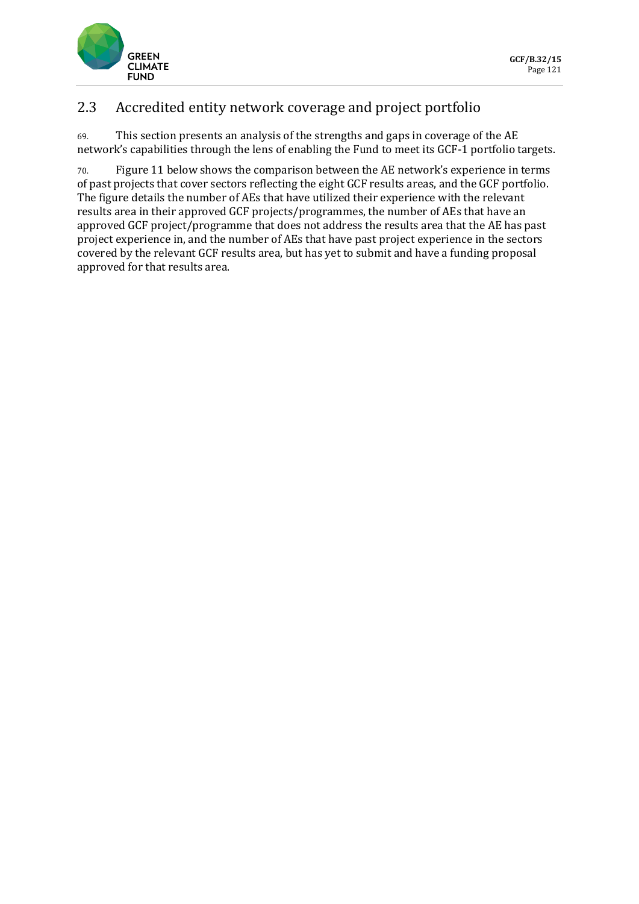## 2.3 Accredited entity network coverage and project portfolio

69. This section presents an analysis of the strengths and gaps in coverage of the AE network's capabilities through the lens of enabling the Fund to meet its GCF-1 portfolio targets.

70. Figure 11 below shows the comparison between the AE network's experience in terms of past projects that cover sectors reflecting the eight GCF results areas, and the GCF portfolio. The figure details the number of AEs that have utilized their experience with the relevant results area in their approved GCF projects/programmes, the number of AEs that have an approved GCF project/programme that does not address the results area that the AE has past project experience in, and the number of AEs that have past project experience in the sectors covered by the relevant GCF results area, but has yet to submit and have a funding proposal approved for that results area.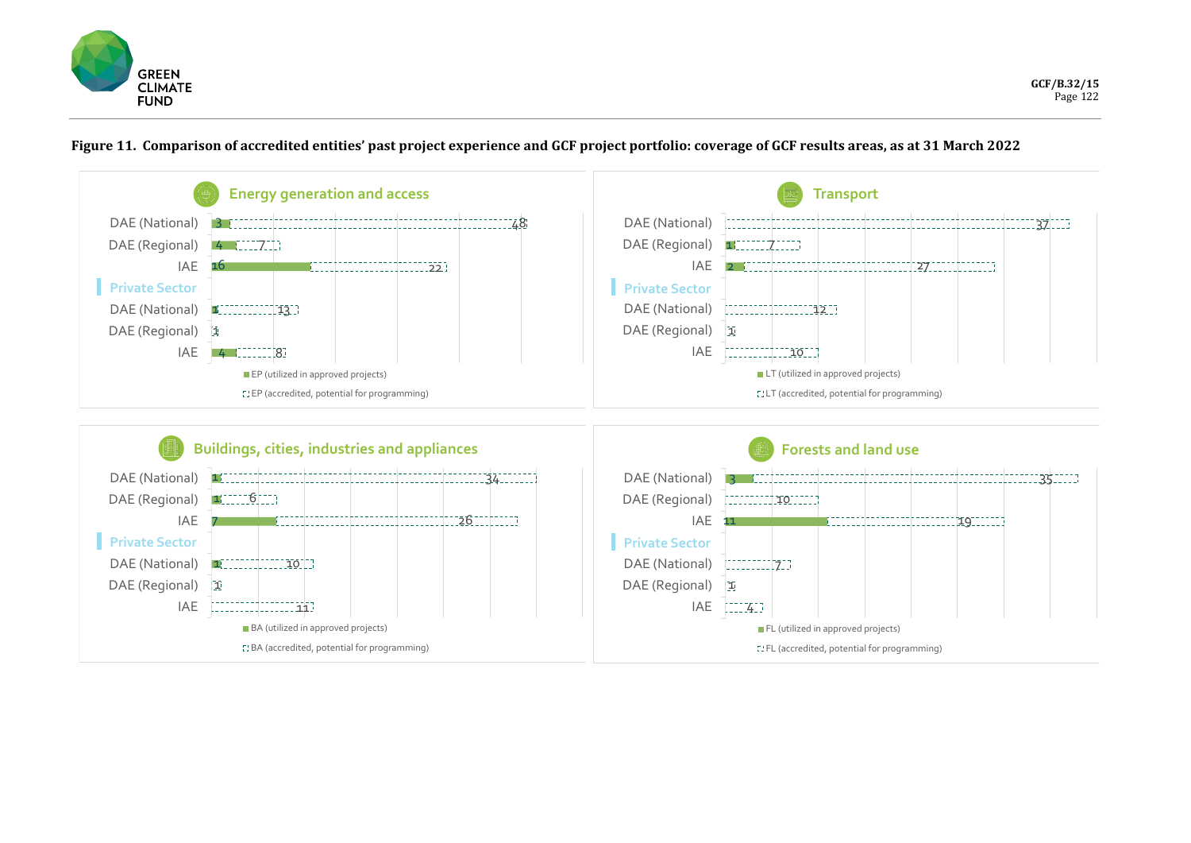**Figure 11. Comparison of accredited entities' past project experience and GCF project portfolio: coverage of GCF results areas, as at 31 March 2022**

### Energy generation and access

| | EP (utilized in approved projects) | EP (accredited, potential for programming) |
|---|---|---|
| DAE (National) | 3 | 48 |
| DAE (Regional) | 4 | 7 |
| IAE | 16 | 22 |
| **Private Sector** | | |
| DAE (National) | 1 | 13 |
| DAE (Regional) | | 1 |
| IAE | 4 | 8 |

### Transport

| | LT (utilized in approved projects) | LT (accredited, potential for programming) |
|---|---|---|
| DAE (National) | | 37 |
| DAE (Regional) | 1 | 7 |
| IAE | 2 | 27 |
| **Private Sector** | | |
| DAE (National) | | 12 |
| DAE (Regional) | | 1 |
| IAE | | 10 |

### Buildings, cities, industries and appliances

| | BA (utilized in approved projects) | BA (accredited, potential for programming) |
|---|---|---|
| DAE (National) | 1 | 34 |
| DAE (Regional) | 1 | 6 |
| IAE | 7 | 26 |
| **Private Sector** | | |
| DAE (National) | 1 | 10 |
| DAE (Regional) | | 1 |
| IAE | | 11 |

### Forests and land use

| | FL (utilized in approved projects) | FL (accredited, potential for programming) |
|---|---|---|
| DAE (National) | 3 | 35 |
| DAE (Regional) | | 10 |
| IAE | 11 | 19 |
| **Private Sector** | | |
| DAE (National) | | 7 |
| DAE (Regional) | | 1 |
| IAE | | 4 |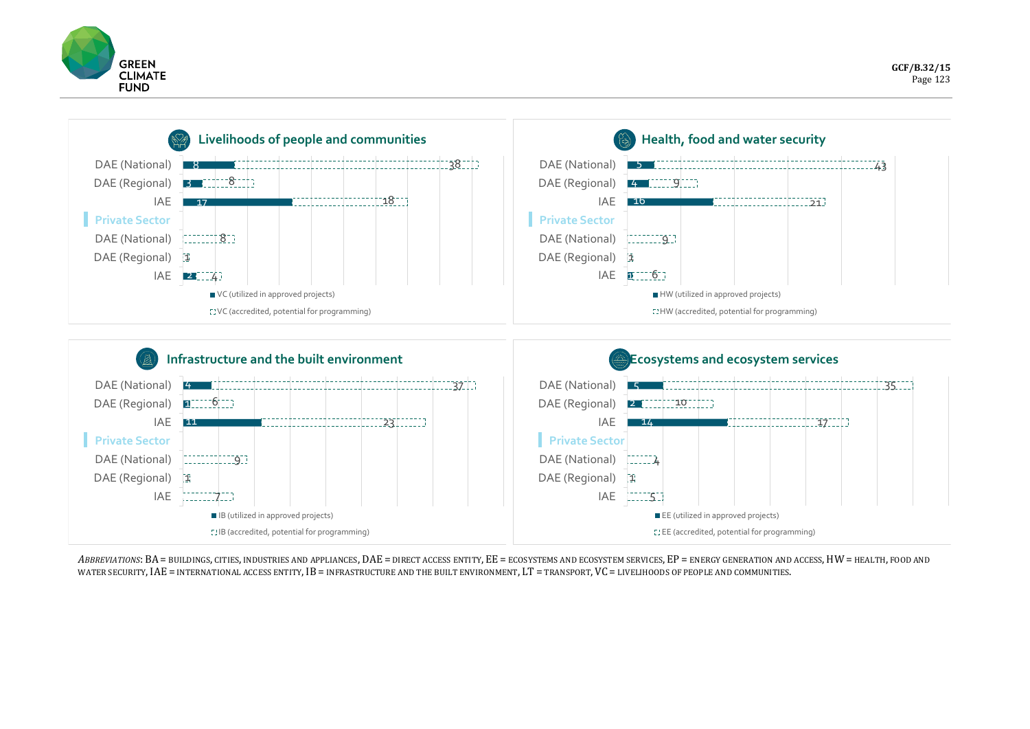## Livelihoods of people and communities

| | VC (utilized in approved projects) | VC (accredited, potential for programming) |
|---|---|---|
| DAE (National) | 8 | 38 |
| DAE (Regional) | 3 | 8 |
| IAE | 17 | 18 |
| **Private Sector** | | |
| DAE (National) | | 8 |
| DAE (Regional) | | 1 |
| IAE | 2 | 4 |

## Health, food and water security

| | HW (utilized in approved projects) | HW (accredited, potential for programming) |
|---|---|---|
| DAE (National) | 5 | 43 |
| DAE (Regional) | 4 | 9 |
| IAE | 16 | 21 |
| **Private Sector** | | |
| DAE (National) | | 9 |
| DAE (Regional) | | 1 |
| IAE | 1 | 6 |

## Infrastructure and the built environment

| | IB (utilized in approved projects) | IB (accredited, potential for programming) |
|---|---|---|
| DAE (National) | 4 | 37 |
| DAE (Regional) | 1 | 6 |
| IAE | 11 | 23 |
| **Private Sector** | | |
| DAE (National) | | 9 |
| DAE (Regional) | | 1 |
| IAE | | 7 |

## Ecosystems and ecosystem services

| | EE (utilized in approved projects) | EE (accredited, potential for programming) |
|---|---|---|
| DAE (National) | 5 | 35 |
| DAE (Regional) | 2 | 10 |
| IAE | 14 | 17 |
| **Private Sector** | | |
| DAE (National) | | 4 |
| DAE (Regional) | | 1 |
| IAE | | 5 |

*Abbreviations*: BA = buildings, cities, industries and appliances, DAE = direct access entity, EE = ecosystems and ecosystem services, EP = energy generation and access, HW = health, food and water security, IAE = international access entity, IB = infrastructure and the built environment, LT = transport, VC = livelihoods of people and communities.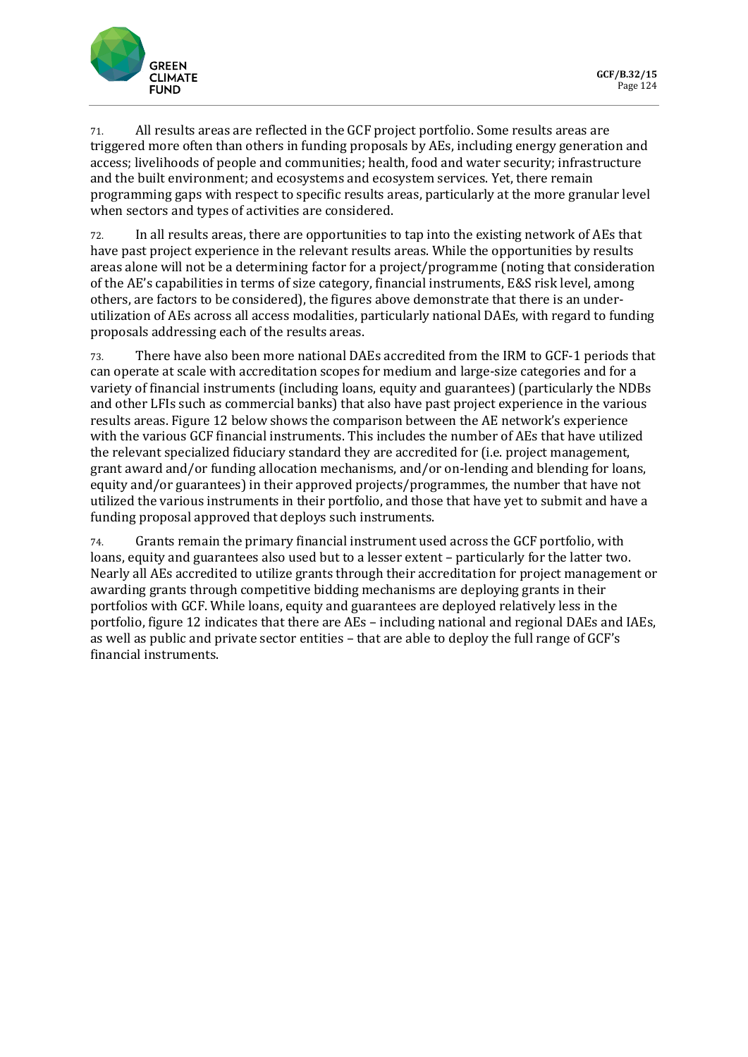71. All results areas are reflected in the GCF project portfolio. Some results areas are triggered more often than others in funding proposals by AEs, including energy generation and access; livelihoods of people and communities; health, food and water security; infrastructure and the built environment; and ecosystems and ecosystem services. Yet, there remain programming gaps with respect to specific results areas, particularly at the more granular level when sectors and types of activities are considered.

72. In all results areas, there are opportunities to tap into the existing network of AEs that have past project experience in the relevant results areas. While the opportunities by results areas alone will not be a determining factor for a project/programme (noting that consideration of the AE's capabilities in terms of size category, financial instruments, E&S risk level, among others, are factors to be considered), the figures above demonstrate that there is an under-utilization of AEs across all access modalities, particularly national DAEs, with regard to funding proposals addressing each of the results areas.

73. There have also been more national DAEs accredited from the IRM to GCF-1 periods that can operate at scale with accreditation scopes for medium and large-size categories and for a variety of financial instruments (including loans, equity and guarantees) (particularly the NDBs and other LFIs such as commercial banks) that also have past project experience in the various results areas. Figure 12 below shows the comparison between the AE network's experience with the various GCF financial instruments. This includes the number of AEs that have utilized the relevant specialized fiduciary standard they are accredited for (i.e. project management, grant award and/or funding allocation mechanisms, and/or on-lending and blending for loans, equity and/or guarantees) in their approved projects/programmes, the number that have not utilized the various instruments in their portfolio, and those that have yet to submit and have a funding proposal approved that deploys such instruments.

74. Grants remain the primary financial instrument used across the GCF portfolio, with loans, equity and guarantees also used but to a lesser extent – particularly for the latter two. Nearly all AEs accredited to utilize grants through their accreditation for project management or awarding grants through competitive bidding mechanisms are deploying grants in their portfolios with GCF. While loans, equity and guarantees are deployed relatively less in the portfolio, figure 12 indicates that there are AEs – including national and regional DAEs and IAEs, as well as public and private sector entities – that are able to deploy the full range of GCF's financial instruments.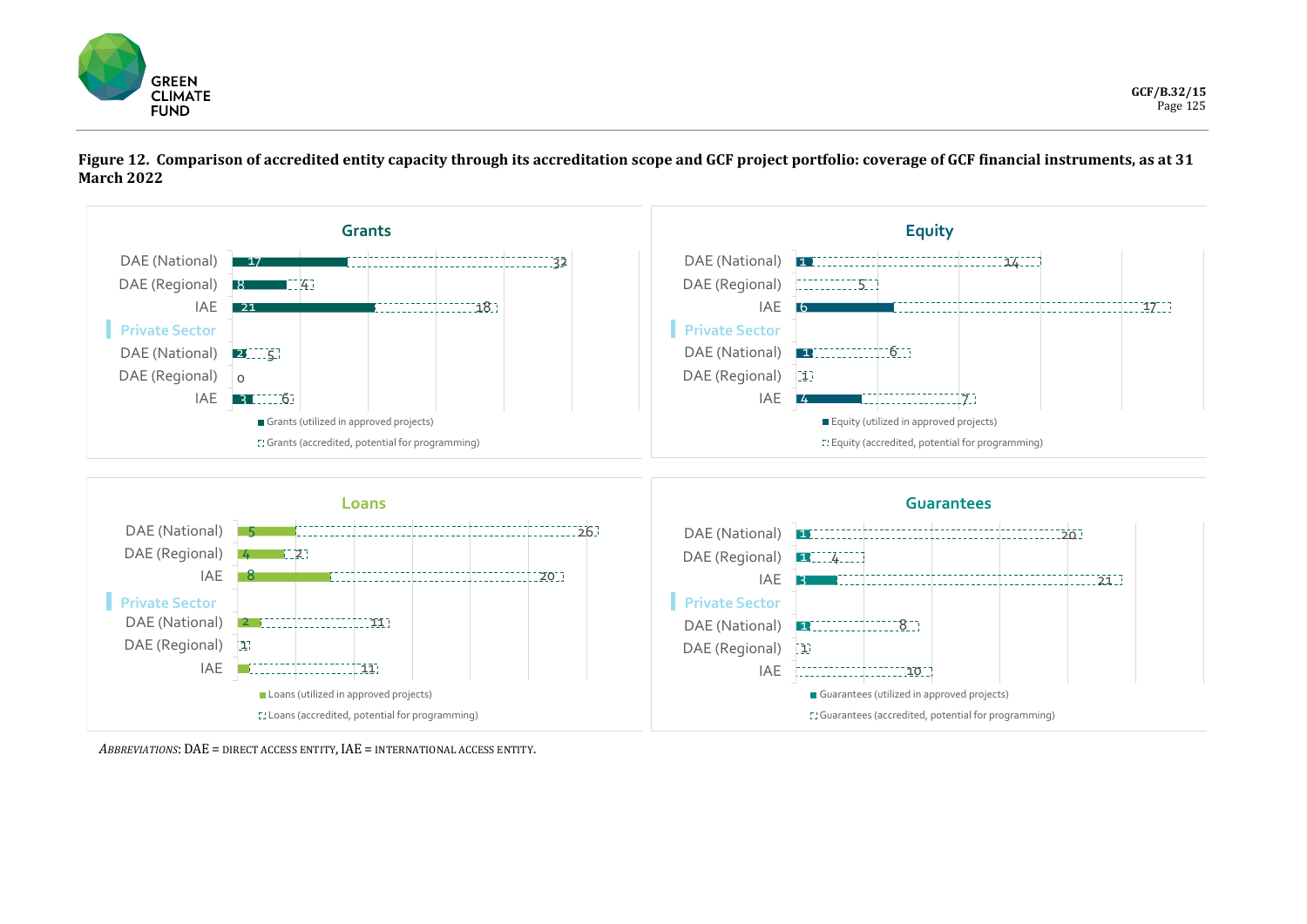**Figure 12. Comparison of accredited entity capacity through its accreditation scope and GCF project portfolio: coverage of GCF financial instruments, as at 31 March 2022**

**Grants**

| | Grants (utilized in approved projects) | Grants (accredited, potential for programming) |
|---|---|---|
| DAE (National) | 17 | 32 |
| DAE (Regional) | 8 | 4 |
| IAE | 21 | 18 |
| **Private Sector** | | |
| DAE (National) | 2 | 5 |
| DAE (Regional) | 0 | |
| IAE | 3 | 6 |

**Equity**

| | Equity (utilized in approved projects) | Equity (accredited, potential for programming) |
|---|---|---|
| DAE (National) | 1 | 14 |
| DAE (Regional) | | 5 |
| IAE | 6 | 17 |
| **Private Sector** | | |
| DAE (National) | 1 | 6 |
| DAE (Regional) | | 1 |
| IAE | 4 | 7 |

**Loans**

| | Loans (utilized in approved projects) | Loans (accredited, potential for programming) |
|---|---|---|
| DAE (National) | 5 | 26 |
| DAE (Regional) | 4 | 2 |
| IAE | 8 | 20 |
| **Private Sector** | | |
| DAE (National) | 2 | 11 |
| DAE (Regional) | | 1 |
| IAE | 1 | 11 |

**Guarantees**

| | Guarantees (utilized in approved projects) | Guarantees (accredited, potential for programming) |
|---|---|---|
| DAE (National) | 1 | 20 |
| DAE (Regional) | 1 | 4 |
| IAE | 3 | 21 |
| **Private Sector** | | |
| DAE (National) | 1 | 8 |
| DAE (Regional) | | 1 |
| IAE | | 10 |

*Abbreviations*: DAE = direct access entity, IAE = international access entity.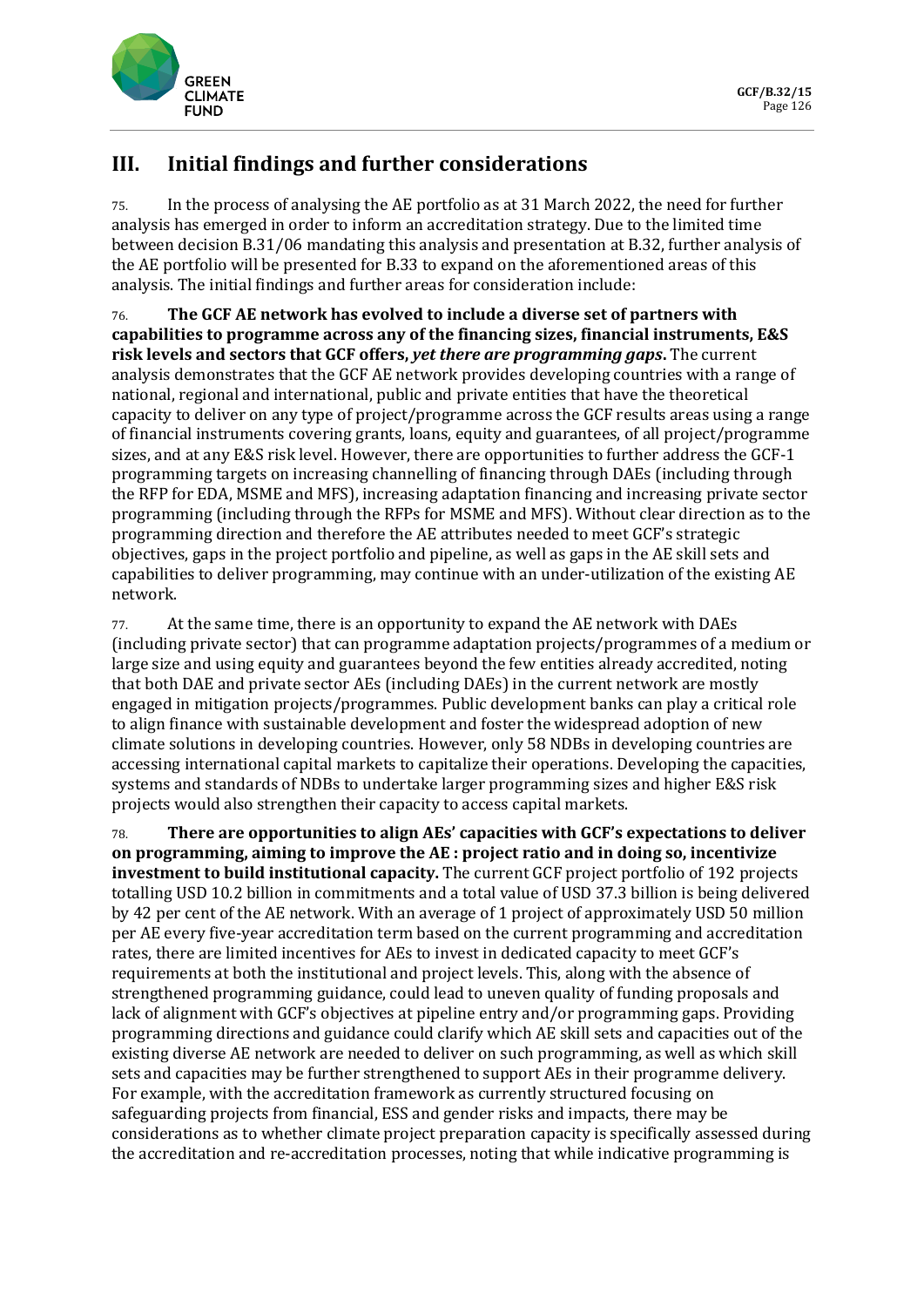# III. Initial findings and further considerations

75. In the process of analysing the AE portfolio as at 31 March 2022, the need for further analysis has emerged in order to inform an accreditation strategy. Due to the limited time between decision B.31/06 mandating this analysis and presentation at B.32, further analysis of the AE portfolio will be presented for B.33 to expand on the aforementioned areas of this analysis. The initial findings and further areas for consideration include:

76. **The GCF AE network has evolved to include a diverse set of partners with capabilities to programme across any of the financing sizes, financial instruments, E&S risk levels and sectors that GCF offers, *yet there are programming gaps*.** The current analysis demonstrates that the GCF AE network provides developing countries with a range of national, regional and international, public and private entities that have the theoretical capacity to deliver on any type of project/programme across the GCF results areas using a range of financial instruments covering grants, loans, equity and guarantees, of all project/programme sizes, and at any E&S risk level. However, there are opportunities to further address the GCF-1 programming targets on increasing channelling of financing through DAEs (including through the RFP for EDA, MSME and MFS), increasing adaptation financing and increasing private sector programming (including through the RFPs for MSME and MFS). Without clear direction as to the programming direction and therefore the AE attributes needed to meet GCF's strategic objectives, gaps in the project portfolio and pipeline, as well as gaps in the AE skill sets and capabilities to deliver programming, may continue with an under-utilization of the existing AE network.

77. At the same time, there is an opportunity to expand the AE network with DAEs (including private sector) that can programme adaptation projects/programmes of a medium or large size and using equity and guarantees beyond the few entities already accredited, noting that both DAE and private sector AEs (including DAEs) in the current network are mostly engaged in mitigation projects/programmes. Public development banks can play a critical role to align finance with sustainable development and foster the widespread adoption of new climate solutions in developing countries. However, only 58 NDBs in developing countries are accessing international capital markets to capitalize their operations. Developing the capacities, systems and standards of NDBs to undertake larger programming sizes and higher E&S risk projects would also strengthen their capacity to access capital markets.

78. **There are opportunities to align AEs' capacities with GCF's expectations to deliver on programming, aiming to improve the AE : project ratio and in doing so, incentivize investment to build institutional capacity.** The current GCF project portfolio of 192 projects totalling USD 10.2 billion in commitments and a total value of USD 37.3 billion is being delivered by 42 per cent of the AE network. With an average of 1 project of approximately USD 50 million per AE every five-year accreditation term based on the current programming and accreditation rates, there are limited incentives for AEs to invest in dedicated capacity to meet GCF's requirements at both the institutional and project levels. This, along with the absence of strengthened programming guidance, could lead to uneven quality of funding proposals and lack of alignment with GCF's objectives at pipeline entry and/or programming gaps. Providing programming directions and guidance could clarify which AE skill sets and capacities out of the existing diverse AE network are needed to deliver on such programming, as well as which skill sets and capacities may be further strengthened to support AEs in their programme delivery. For example, with the accreditation framework as currently structured focusing on safeguarding projects from financial, ESS and gender risks and impacts, there may be considerations as to whether climate project preparation capacity is specifically assessed during the accreditation and re-accreditation processes, noting that while indicative programming is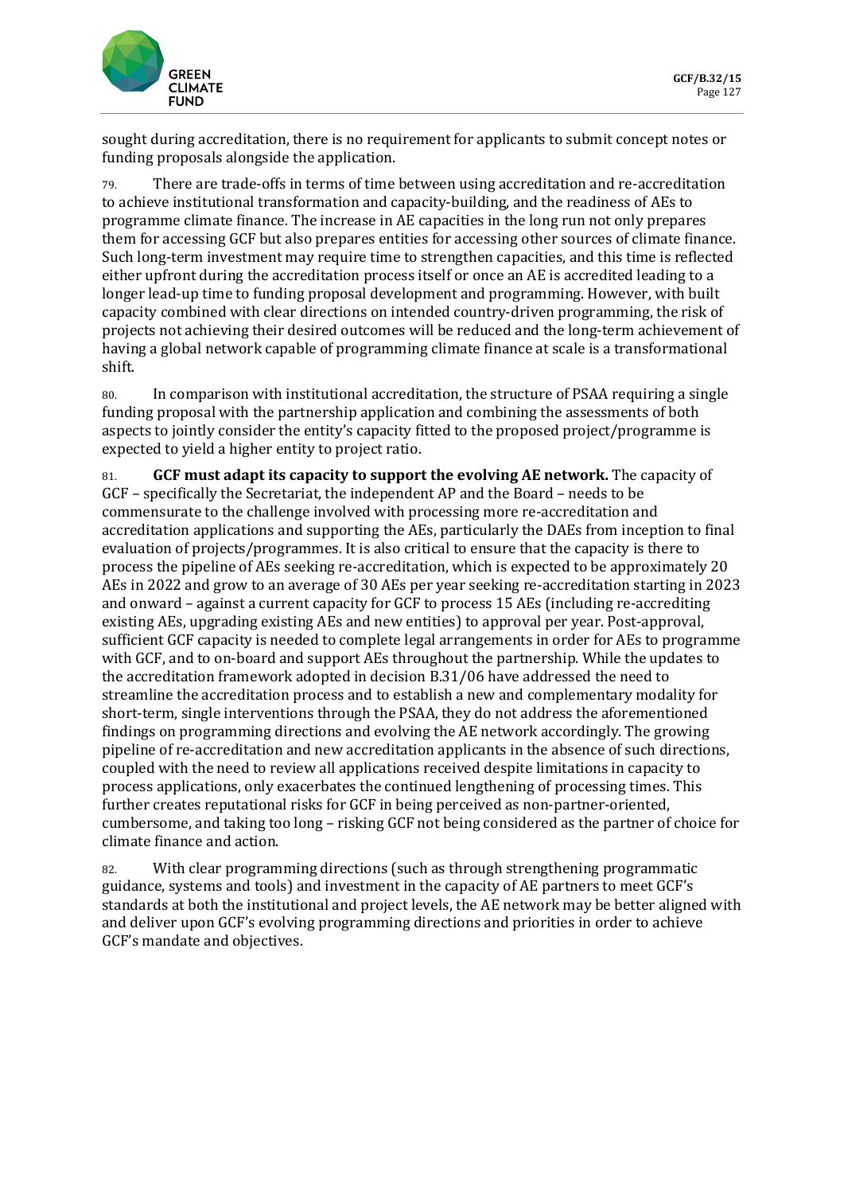sought during accreditation, there is no requirement for applicants to submit concept notes or funding proposals alongside the application.

79. There are trade-offs in terms of time between using accreditation and re-accreditation to achieve institutional transformation and capacity-building, and the readiness of AEs to programme climate finance. The increase in AE capacities in the long run not only prepares them for accessing GCF but also prepares entities for accessing other sources of climate finance. Such long-term investment may require time to strengthen capacities, and this time is reflected either upfront during the accreditation process itself or once an AE is accredited leading to a longer lead-up time to funding proposal development and programming. However, with built capacity combined with clear directions on intended country-driven programming, the risk of projects not achieving their desired outcomes will be reduced and the long-term achievement of having a global network capable of programming climate finance at scale is a transformational shift.

80. In comparison with institutional accreditation, the structure of PSAA requiring a single funding proposal with the partnership application and combining the assessments of both aspects to jointly consider the entity's capacity fitted to the proposed project/programme is expected to yield a higher entity to project ratio.

81. **GCF must adapt its capacity to support the evolving AE network.** The capacity of GCF – specifically the Secretariat, the independent AP and the Board – needs to be commensurate to the challenge involved with processing more re-accreditation and accreditation applications and supporting the AEs, particularly the DAEs from inception to final evaluation of projects/programmes. It is also critical to ensure that the capacity is there to process the pipeline of AEs seeking re-accreditation, which is expected to be approximately 20 AEs in 2022 and grow to an average of 30 AEs per year seeking re-accreditation starting in 2023 and onward – against a current capacity for GCF to process 15 AEs (including re-accrediting existing AEs, upgrading existing AEs and new entities) to approval per year. Post-approval, sufficient GCF capacity is needed to complete legal arrangements in order for AEs to programme with GCF, and to on-board and support AEs throughout the partnership. While the updates to the accreditation framework adopted in decision B.31/06 have addressed the need to streamline the accreditation process and to establish a new and complementary modality for short-term, single interventions through the PSAA, they do not address the aforementioned findings on programming directions and evolving the AE network accordingly. The growing pipeline of re-accreditation and new accreditation applicants in the absence of such directions, coupled with the need to review all applications received despite limitations in capacity to process applications, only exacerbates the continued lengthening of processing times. This further creates reputational risks for GCF in being perceived as non-partner-oriented, cumbersome, and taking too long – risking GCF not being considered as the partner of choice for climate finance and action.

82. With clear programming directions (such as through strengthening programmatic guidance, systems and tools) and investment in the capacity of AE partners to meet GCF's standards at both the institutional and project levels, the AE network may be better aligned with and deliver upon GCF's evolving programming directions and priorities in order to achieve GCF's mandate and objectives.